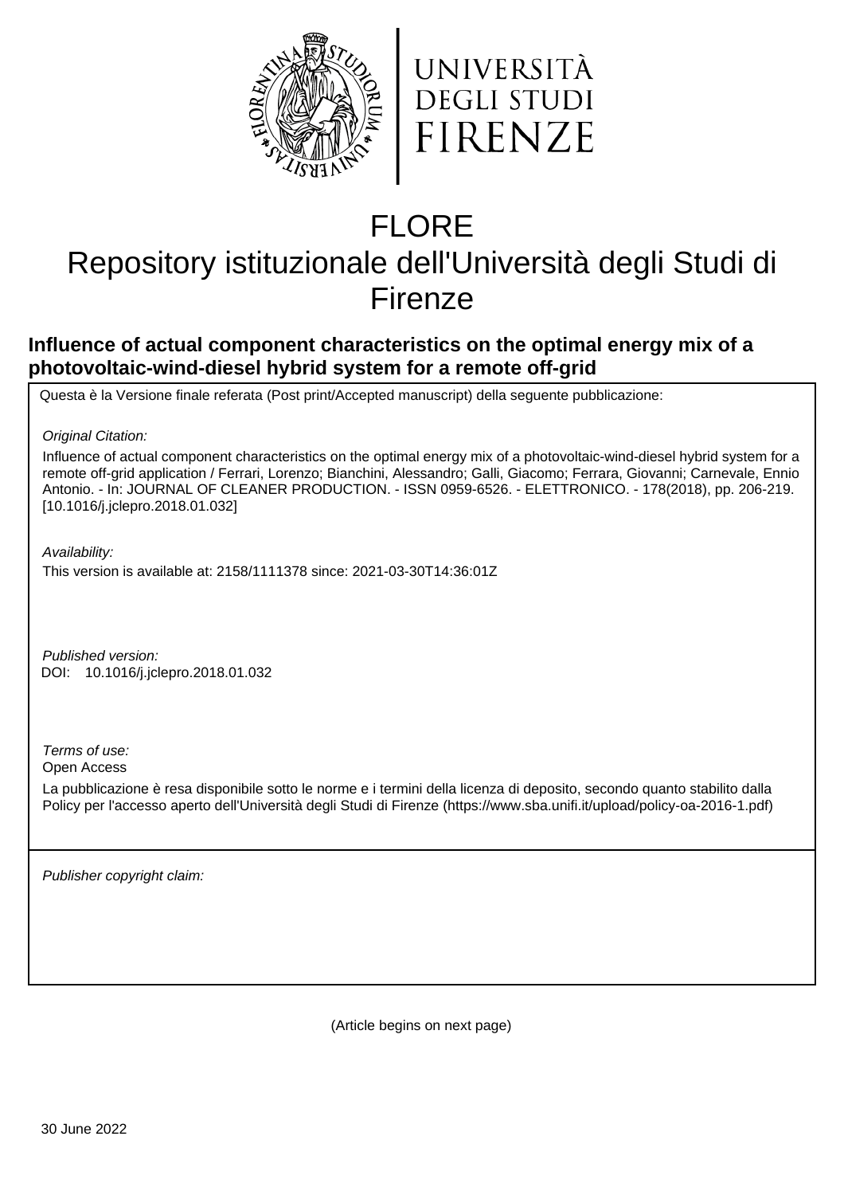# FLORE

## Repository istituzionale dell'Università degli Studi di Firenze

### Influence of actual component characteristics on the optimal energy mix of a photovoltaic-wind-diesel hybrid system for a remote off-grid

Questa è la Versione finale referata (Post print/Accepted manuscript) della seguente pubblicazione:

*Original Citation:*

Influence of actual component characteristics on the optimal energy mix of a photovoltaic-wind-diesel hybrid system for a remote off-grid application / Ferrari, Lorenzo; Bianchini, Alessandro; Galli, Giacomo; Ferrara, Giovanni; Carnevale, Ennio Antonio. - In: JOURNAL OF CLEANER PRODUCTION. - ISSN 0959-6526. - ELETTRONICO. - 178(2018), pp. 206-219. [10.1016/j.jclepro.2018.01.032]

*Availability:*

This version is available at: 2158/1111378 since: 2021-03-30T14:36:01Z

*Published version:*

DOI: 10.1016/j.jclepro.2018.01.032

*Terms of use:*

Open Access

La pubblicazione è resa disponibile sotto le norme e i termini della licenza di deposito, secondo quanto stabilito dalla Policy per l'accesso aperto dell'Università degli Studi di Firenze (https://www.sba.unifi.it/upload/policy-oa-2016-1.pdf)

*Publisher copyright claim:*

(Article begins on next page)

30 June 2022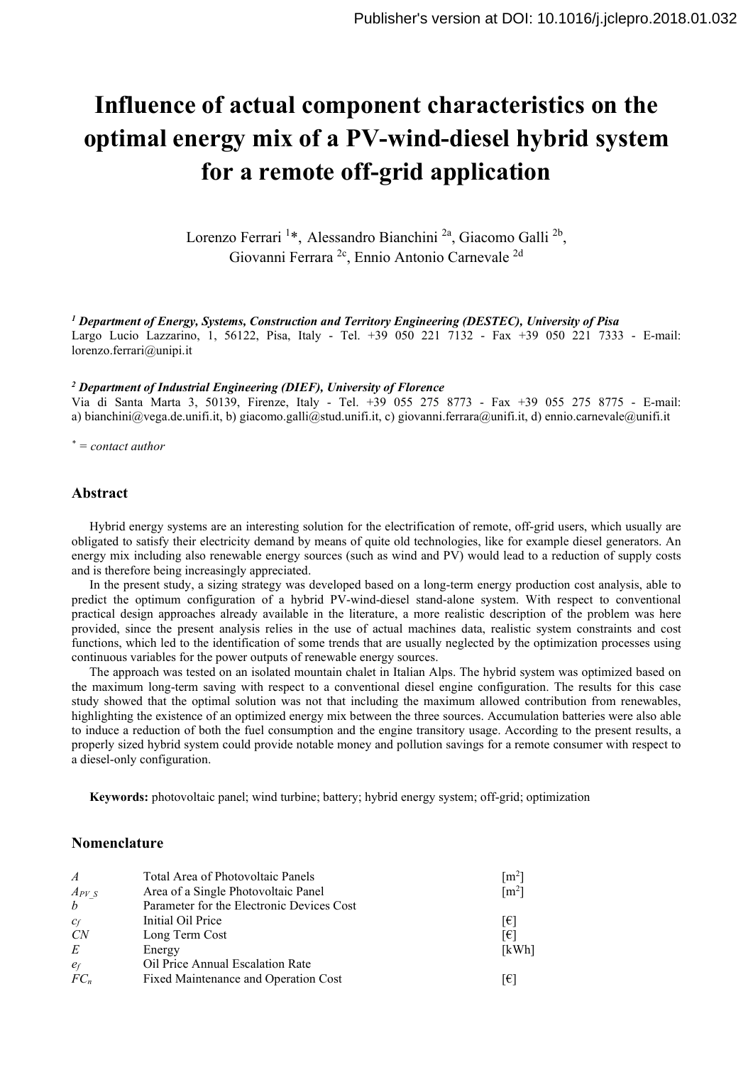# Influence of actual component characteristics on the optimal energy mix of a PV-wind-diesel hybrid system for a remote off-grid application

Lorenzo Ferrari [1]*, Alessandro Bianchini [2a], Giacomo Galli [2b], Giovanni Ferrara [2c], Ennio Antonio Carnevale [2d]

**[1] Department of Energy, Systems, Construction and Territory Engineering (DESTEC), University of Pisa**
Largo Lucio Lazzarino, 1, 56122, Pisa, Italy - Tel. +39 050 221 7132 - Fax +39 050 221 7333 - E-mail: lorenzo.ferrari@unipi.it

**[2] Department of Industrial Engineering (DIEF), University of Florence**
Via di Santa Marta 3, 50139, Firenze, Italy - Tel. +39 055 275 8773 - Fax +39 055 275 8775 - E-mail: a) bianchini@vega.de.unifi.it, b) giacomo.galli@stud.unifi.it, c) giovanni.ferrara@unifi.it, d) ennio.carnevale@unifi.it

*\* = contact author*

## Abstract

Hybrid energy systems are an interesting solution for the electrification of remote, off-grid users, which usually are obligated to satisfy their electricity demand by means of quite old technologies, like for example diesel generators. An energy mix including also renewable energy sources (such as wind and PV) would lead to a reduction of supply costs and is therefore being increasingly appreciated.

In the present study, a sizing strategy was developed based on a long-term energy production cost analysis, able to predict the optimum configuration of a hybrid PV-wind-diesel stand-alone system. With respect to conventional practical design approaches already available in the literature, a more realistic description of the problem was here provided, since the present analysis relies in the use of actual machines data, realistic system constraints and cost functions, which led to the identification of some trends that are usually neglected by the optimization processes using continuous variables for the power outputs of renewable energy sources.

The approach was tested on an isolated mountain chalet in Italian Alps. The hybrid system was optimized based on the maximum long-term saving with respect to a conventional diesel engine configuration. The results for this case study showed that the optimal solution was not that including the maximum allowed contribution from renewables, highlighting the existence of an optimized energy mix between the three sources. Accumulation batteries were also able to induce a reduction of both the fuel consumption and the engine transitory usage. According to the present results, a properly sized hybrid system could provide notable money and pollution savings for a remote consumer with respect to a diesel-only configuration.

**Keywords:** photovoltaic panel; wind turbine; battery; hybrid energy system; off-grid; optimization

## Nomenclature

| | | |
|---|---|---|
| $A$ | Total Area of Photovoltaic Panels | [m$^2$] |
| $A_{PV\_S}$ | Area of a Single Photovoltaic Panel | [m$^2$] |
| $b$ | Parameter for the Electronic Devices Cost | |
| $c_f$ | Initial Oil Price | [€] |
| $CN$ | Long Term Cost | [€] |
| $E$ | Energy | [kWh] |
| $e_f$ | Oil Price Annual Escalation Rate | |
| $FC_n$ | Fixed Maintenance and Operation Cost | [€] |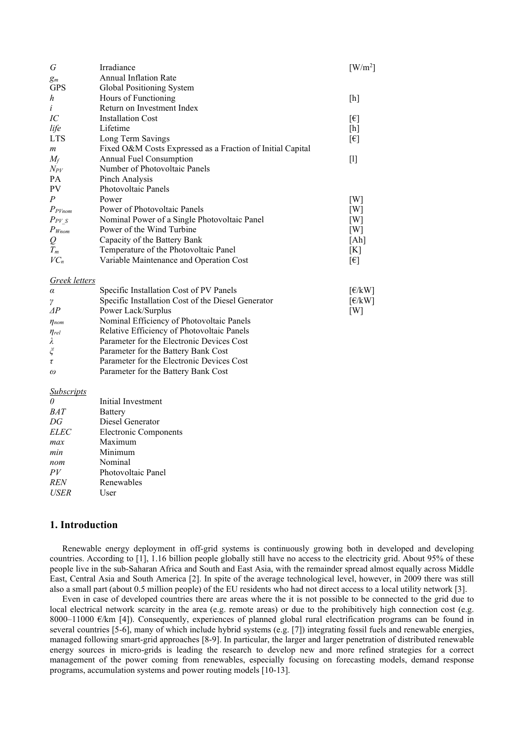| | | |
|---|---|---|
| $G$ | Irradiance | [W/m$^2$] |
| $g_m$ | Annual Inflation Rate | |
| GPS | Global Positioning System | |
| $h$ | Hours of Functioning | [h] |
| $i$ | Return on Investment Index | |
| $IC$ | Installation Cost | [€] |
| $life$ | Lifetime | [h] |
| LTS | Long Term Savings | [€] |
| $m$ | Fixed O&M Costs Expressed as a Fraction of Initial Capital | |
| $M_f$ | Annual Fuel Consumption | [l] |
| $N_{PV}$ | Number of Photovoltaic Panels | |
| PA | Pinch Analysis | |
| PV | Photovoltaic Panels | |
| $P$ | Power | [W] |
| $P_{PVnom}$ | Power of Photovoltaic Panels | [W] |
| $P_{PV\_S}$ | Nominal Power of a Single Photovoltaic Panel | [W] |
| $P_{Wnom}$ | Power of the Wind Turbine | [W] |
| $Q$ | Capacity of the Battery Bank | [Ah] |
| $T_m$ | Temperature of the Photovoltaic Panel | [K] |
| $VC_n$ | Variable Maintenance and Operation Cost | [€] |

*Greek letters*

| | | |
|---|---|---|
| $\alpha$ | Specific Installation Cost of PV Panels | [€/kW] |
| $\gamma$ | Specific Installation Cost of the Diesel Generator | [€/kW] |
| $\Delta P$ | Power Lack/Surplus | [W] |
| $\eta_{nom}$ | Nominal Efficiency of Photovoltaic Panels | |
| $\eta_{rel}$ | Relative Efficiency of Photovoltaic Panels | |
| $\lambda$ | Parameter for the Electronic Devices Cost | |
| $\xi$ | Parameter for the Battery Bank Cost | |
| $\tau$ | Parameter for the Electronic Devices Cost | |
| $\omega$ | Parameter for the Battery Bank Cost | |

*Subscripts*

| | |
|---|---|
| $0$ | Initial Investment |
| $BAT$ | Battery |
| $DG$ | Diesel Generator |
| $ELEC$ | Electronic Components |
| $max$ | Maximum |
| $min$ | Minimum |
| $nom$ | Nominal |
| $PV$ | Photovoltaic Panel |
| $REN$ | Renewables |
| $USER$ | User |

## 1. Introduction

Renewable energy deployment in off-grid systems is continuously growing both in developed and developing countries. According to [1], 1.16 billion people globally still have no access to the electricity grid. About 95% of these people live in the sub-Saharan Africa and South and East Asia, with the remainder spread almost equally across Middle East, Central Asia and South America [2]. In spite of the average technological level, however, in 2009 there was still also a small part (about 0.5 million people) of the EU residents who had not direct access to a local utility network [3].

Even in case of developed countries there are areas where the it is not possible to be connected to the grid due to local electrical network scarcity in the area (e.g. remote areas) or due to the prohibitively high connection cost (e.g. 8000–11000 €/km [4]). Consequently, experiences of planned global rural electrification programs can be found in several countries [5-6], many of which include hybrid systems (e.g. [7]) integrating fossil fuels and renewable energies, managed following smart-grid approaches [8-9]. In particular, the larger and larger penetration of distributed renewable energy sources in micro-grids is leading the research to develop new and more refined strategies for a correct management of the power coming from renewables, especially focusing on forecasting models, demand response programs, accumulation systems and power routing models [10-13].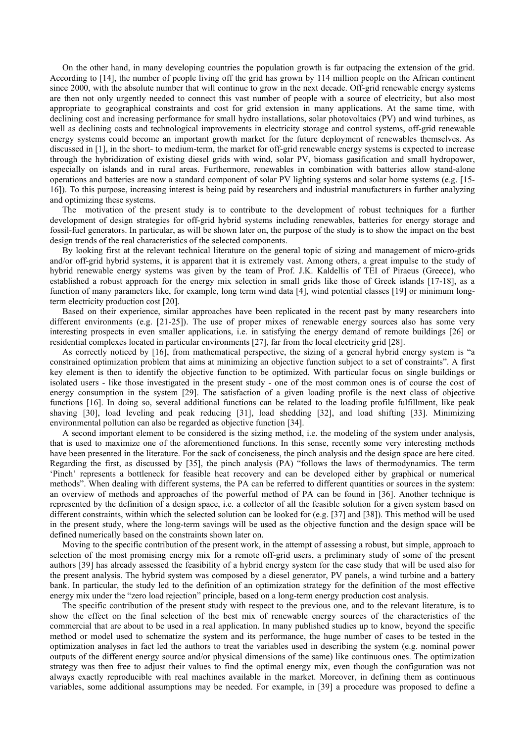On the other hand, in many developing countries the population growth is far outpacing the extension of the grid. According to [14], the number of people living off the grid has grown by 114 million people on the African continent since 2000, with the absolute number that will continue to grow in the next decade. Off-grid renewable energy systems are then not only urgently needed to connect this vast number of people with a source of electricity, but also most appropriate to geographical constraints and cost for grid extension in many applications. At the same time, with declining cost and increasing performance for small hydro installations, solar photovoltaics (PV) and wind turbines, as well as declining costs and technological improvements in electricity storage and control systems, off-grid renewable energy systems could become an important growth market for the future deployment of renewables themselves. As discussed in [1], in the short- to medium-term, the market for off-grid renewable energy systems is expected to increase through the hybridization of existing diesel grids with wind, solar PV, biomass gasification and small hydropower, especially on islands and in rural areas. Furthermore, renewables in combination with batteries allow stand-alone operations and batteries are now a standard component of solar PV lighting systems and solar home systems (e.g. [15-16]). To this purpose, increasing interest is being paid by researchers and industrial manufacturers in further analyzing and optimizing these systems.

The motivation of the present study is to contribute to the development of robust techniques for a further development of design strategies for off-grid hybrid systems including renewables, batteries for energy storage and fossil-fuel generators. In particular, as will be shown later on, the purpose of the study is to show the impact on the best design trends of the real characteristics of the selected components.

By looking first at the relevant technical literature on the general topic of sizing and management of micro-grids and/or off-grid hybrid systems, it is apparent that it is extremely vast. Among others, a great impulse to the study of hybrid renewable energy systems was given by the team of Prof. J.K. Kaldellis of TEI of Piraeus (Greece), who established a robust approach for the energy mix selection in small grids like those of Greek islands [17-18], as a function of many parameters like, for example, long term wind data [4], wind potential classes [19] or minimum long-term electricity production cost [20].

Based on their experience, similar approaches have been replicated in the recent past by many researchers into different environments (e.g. [21-25]). The use of proper mixes of renewable energy sources also has some very interesting prospects in even smaller applications, i.e. in satisfying the energy demand of remote buildings [26] or residential complexes located in particular environments [27], far from the local electricity grid [28].

As correctly noticed by [16], from mathematical perspective, the sizing of a general hybrid energy system is "a constrained optimization problem that aims at minimizing an objective function subject to a set of constraints". A first key element is then to identify the objective function to be optimized. With particular focus on single buildings or isolated users - like those investigated in the present study - one of the most common ones is of course the cost of energy consumption in the system [29]. The satisfaction of a given loading profile is the next class of objective functions [16]. In doing so, several additional functions can be related to the loading profile fulfillment, like peak shaving [30], load leveling and peak reducing [31], load shedding [32], and load shifting [33]. Minimizing environmental pollution can also be regarded as objective function [34].

A second important element to be considered is the sizing method, i.e. the modeling of the system under analysis, that is used to maximize one of the aforementioned functions. In this sense, recently some very interesting methods have been presented in the literature. For the sack of conciseness, the pinch analysis and the design space are here cited. Regarding the first, as discussed by [35], the pinch analysis (PA) "follows the laws of thermodynamics. The term 'Pinch' represents a bottleneck for feasible heat recovery and can be developed either by graphical or numerical methods". When dealing with different systems, the PA can be referred to different quantities or sources in the system: an overview of methods and approaches of the powerful method of PA can be found in [36]. Another technique is represented by the definition of a design space, i.e. a collector of all the feasible solution for a given system based on different constraints, within which the selected solution can be looked for (e.g. [37] and [38]). This method will be used in the present study, where the long-term savings will be used as the objective function and the design space will be defined numerically based on the constraints shown later on.

Moving to the specific contribution of the present work, in the attempt of assessing a robust, but simple, approach to selection of the most promising energy mix for a remote off-grid users, a preliminary study of some of the present authors [39] has already assessed the feasibility of a hybrid energy system for the case study that will be used also for the present analysis. The hybrid system was composed by a diesel generator, PV panels, a wind turbine and a battery bank. In particular, the study led to the definition of an optimization strategy for the definition of the most effective energy mix under the "zero load rejection" principle, based on a long-term energy production cost analysis.

The specific contribution of the present study with respect to the previous one, and to the relevant literature, is to show the effect on the final selection of the best mix of renewable energy sources of the characteristics of the commercial that are about to be used in a real application. In many published studies up to know, beyond the specific method or model used to schematize the system and its performance, the huge number of cases to be tested in the optimization analyses in fact led the authors to treat the variables used in describing the system (e.g. nominal power outputs of the different energy source and/or physical dimensions of the same) like continuous ones. The optimization strategy was then free to adjust their values to find the optimal energy mix, even though the configuration was not always exactly reproducible with real machines available in the market. Moreover, in defining them as continuous variables, some additional assumptions may be needed. For example, in [39] a procedure was proposed to define a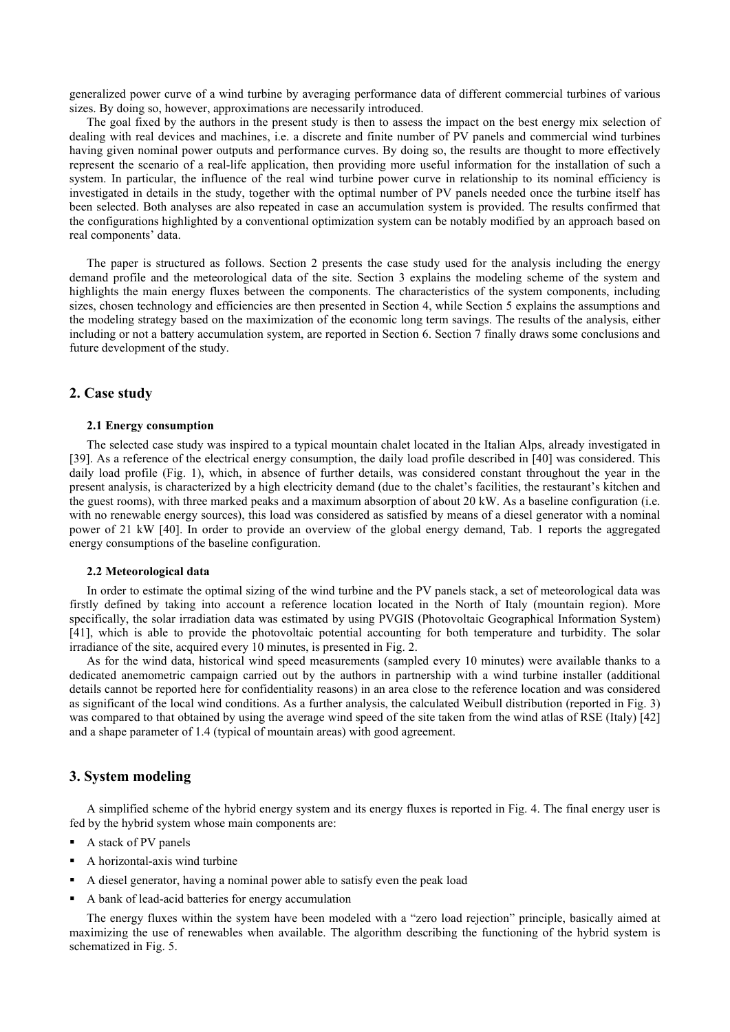generalized power curve of a wind turbine by averaging performance data of different commercial turbines of various sizes. By doing so, however, approximations are necessarily introduced.

The goal fixed by the authors in the present study is then to assess the impact on the best energy mix selection of dealing with real devices and machines, i.e. a discrete and finite number of PV panels and commercial wind turbines having given nominal power outputs and performance curves. By doing so, the results are thought to more effectively represent the scenario of a real-life application, then providing more useful information for the installation of such a system. In particular, the influence of the real wind turbine power curve in relationship to its nominal efficiency is investigated in details in the study, together with the optimal number of PV panels needed once the turbine itself has been selected. Both analyses are also repeated in case an accumulation system is provided. The results confirmed that the configurations highlighted by a conventional optimization system can be notably modified by an approach based on real components' data.

The paper is structured as follows. Section 2 presents the case study used for the analysis including the energy demand profile and the meteorological data of the site. Section 3 explains the modeling scheme of the system and highlights the main energy fluxes between the components. The characteristics of the system components, including sizes, chosen technology and efficiencies are then presented in Section 4, while Section 5 explains the assumptions and the modeling strategy based on the maximization of the economic long term savings. The results of the analysis, either including or not a battery accumulation system, are reported in Section 6. Section 7 finally draws some conclusions and future development of the study.

## 2. Case study

### 2.1 Energy consumption

The selected case study was inspired to a typical mountain chalet located in the Italian Alps, already investigated in [39]. As a reference of the electrical energy consumption, the daily load profile described in [40] was considered. This daily load profile (Fig. 1), which, in absence of further details, was considered constant throughout the year in the present analysis, is characterized by a high electricity demand (due to the chalet's facilities, the restaurant's kitchen and the guest rooms), with three marked peaks and a maximum absorption of about 20 kW. As a baseline configuration (i.e. with no renewable energy sources), this load was considered as satisfied by means of a diesel generator with a nominal power of 21 kW [40]. In order to provide an overview of the global energy demand, Tab. 1 reports the aggregated energy consumptions of the baseline configuration.

### 2.2 Meteorological data

In order to estimate the optimal sizing of the wind turbine and the PV panels stack, a set of meteorological data was firstly defined by taking into account a reference location located in the North of Italy (mountain region). More specifically, the solar irradiation data was estimated by using PVGIS (Photovoltaic Geographical Information System) [41], which is able to provide the photovoltaic potential accounting for both temperature and turbidity. The solar irradiance of the site, acquired every 10 minutes, is presented in Fig. 2.

As for the wind data, historical wind speed measurements (sampled every 10 minutes) were available thanks to a dedicated anemometric campaign carried out by the authors in partnership with a wind turbine installer (additional details cannot be reported here for confidentiality reasons) in an area close to the reference location and was considered as significant of the local wind conditions. As a further analysis, the calculated Weibull distribution (reported in Fig. 3) was compared to that obtained by using the average wind speed of the site taken from the wind atlas of RSE (Italy) [42] and a shape parameter of 1.4 (typical of mountain areas) with good agreement.

## 3. System modeling

A simplified scheme of the hybrid energy system and its energy fluxes is reported in Fig. 4. The final energy user is fed by the hybrid system whose main components are:

- A stack of PV panels
- A horizontal-axis wind turbine
- A diesel generator, having a nominal power able to satisfy even the peak load
- A bank of lead-acid batteries for energy accumulation

The energy fluxes within the system have been modeled with a "zero load rejection" principle, basically aimed at maximizing the use of renewables when available. The algorithm describing the functioning of the hybrid system is schematized in Fig. 5.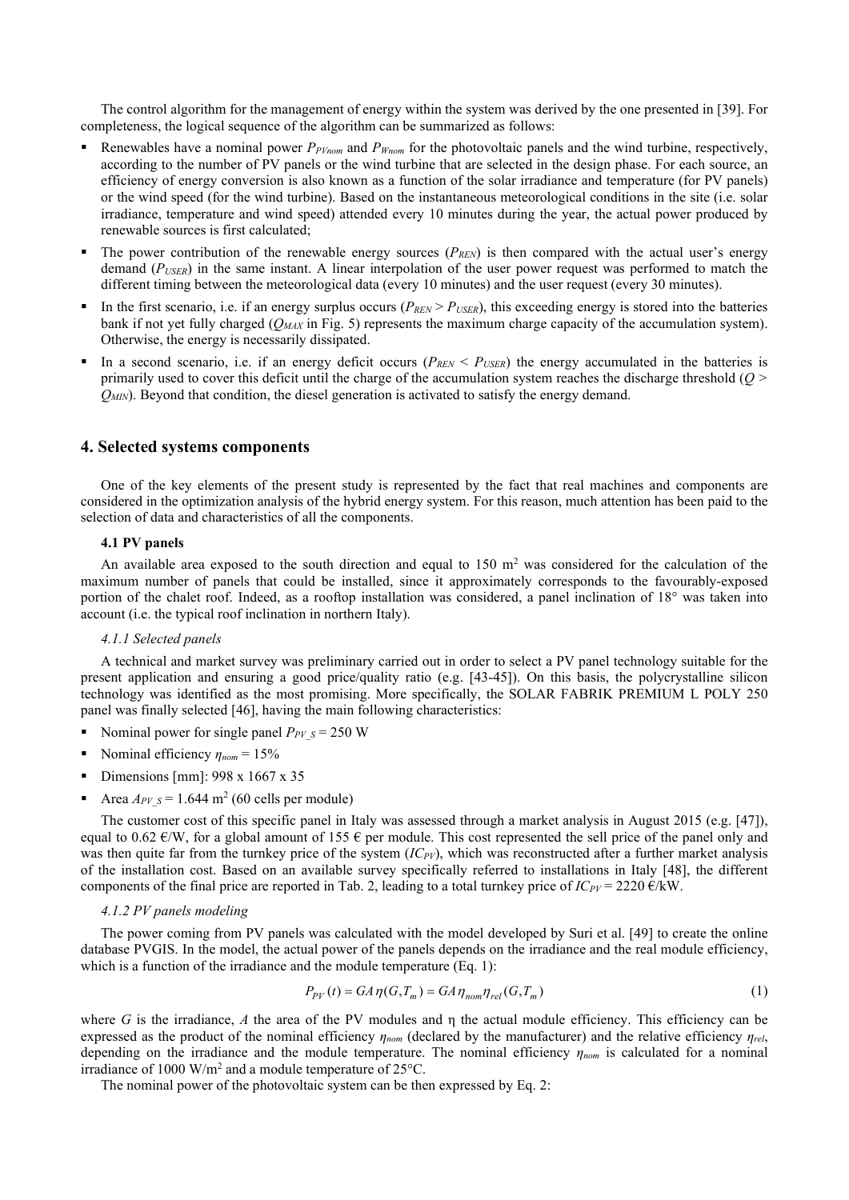The control algorithm for the management of energy within the system was derived by the one presented in [39]. For completeness, the logical sequence of the algorithm can be summarized as follows:

- Renewables have a nominal power $P_{PVnom}$ and $P_{Wnom}$ for the photovoltaic panels and the wind turbine, respectively, according to the number of PV panels or the wind turbine that are selected in the design phase. For each source, an efficiency of energy conversion is also known as a function of the solar irradiance and temperature (for PV panels) or the wind speed (for the wind turbine). Based on the instantaneous meteorological conditions in the site (i.e. solar irradiance, temperature and wind speed) attended every 10 minutes during the year, the actual power produced by renewable sources is first calculated;
- The power contribution of the renewable energy sources ($P_{REN}$) is then compared with the actual user's energy demand ($P_{USER}$) in the same instant. A linear interpolation of the user power request was performed to match the different timing between the meteorological data (every 10 minutes) and the user request (every 30 minutes).
- In the first scenario, i.e. if an energy surplus occurs ($P_{REN} > P_{USER}$), this exceeding energy is stored into the batteries bank if not yet fully charged ($Q_{MAX}$ in Fig. 5) represents the maximum charge capacity of the accumulation system). Otherwise, the energy is necessarily dissipated.
- In a second scenario, i.e. if an energy deficit occurs ($P_{REN} < P_{USER}$) the energy accumulated in the batteries is primarily used to cover this deficit until the charge of the accumulation system reaches the discharge threshold ($Q > Q_{MIN}$). Beyond that condition, the diesel generation is activated to satisfy the energy demand.

## 4. Selected systems components

One of the key elements of the present study is represented by the fact that real machines and components are considered in the optimization analysis of the hybrid energy system. For this reason, much attention has been paid to the selection of data and characteristics of all the components.

### 4.1 PV panels

An available area exposed to the south direction and equal to 150 m$^2$ was considered for the calculation of the maximum number of panels that could be installed, since it approximately corresponds to the favourably-exposed portion of the chalet roof. Indeed, as a rooftop installation was considered, a panel inclination of 18° was taken into account (i.e. the typical roof inclination in northern Italy).

#### *4.1.1 Selected panels*

A technical and market survey was preliminary carried out in order to select a PV panel technology suitable for the present application and ensuring a good price/quality ratio (e.g. [43-45]). On this basis, the polycrystalline silicon technology was identified as the most promising. More specifically, the SOLAR FABRIK PREMIUM L POLY 250 panel was finally selected [46], having the main following characteristics:

- Nominal power for single panel $P_{PV\_S}$ = 250 W
- Nominal efficiency $\eta_{nom}$ = 15%
- Dimensions [mm]: 998 x 1667 x 35
- Area $A_{PV\_S}$ = 1.644 m$^2$ (60 cells per module)

The customer cost of this specific panel in Italy was assessed through a market analysis in August 2015 (e.g. [47]), equal to 0.62 €/W, for a global amount of 155 € per module. This cost represented the sell price of the panel only and was then quite far from the turnkey price of the system ($IC_{PV}$), which was reconstructed after a further market analysis of the installation cost. Based on an available survey specifically referred to installations in Italy [48], the different components of the final price are reported in Tab. 2, leading to a total turnkey price of $IC_{PV}$ = 2220 €/kW.

#### *4.1.2 PV panels modeling*

The power coming from PV panels was calculated with the model developed by Suri et al. [49] to create the online database PVGIS. In the model, the actual power of the panels depends on the irradiance and the real module efficiency, which is a function of the irradiance and the module temperature (Eq. 1):

$$P_{PV}(t) = GA\,\eta(G,T_m) = GA\,\eta_{nom}\eta_{rel}(G,T_m) \tag{1}$$

where $G$ is the irradiance, $A$ the area of the PV modules and η the actual module efficiency. This efficiency can be expressed as the product of the nominal efficiency $\eta_{nom}$ (declared by the manufacturer) and the relative efficiency $\eta_{rel}$, depending on the irradiance and the module temperature. The nominal efficiency $\eta_{nom}$ is calculated for a nominal irradiance of 1000 W/m$^2$ and a module temperature of 25°C.

The nominal power of the photovoltaic system can be then expressed by Eq. 2: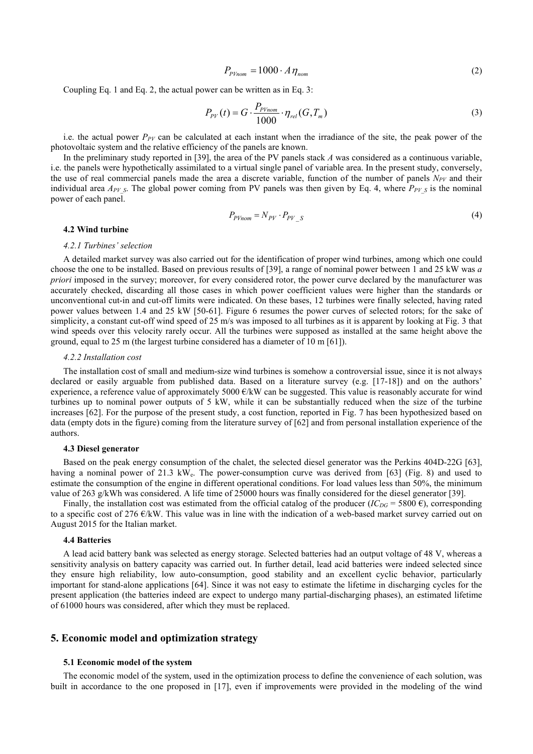$$P_{PVnom} = 1000 \cdot A \, \eta_{nom} \tag{2}$$

Coupling Eq. 1 and Eq. 2, the actual power can be written as in Eq. 3:

$$P_{PV}(t) = G \cdot \frac{P_{PVnom}}{1000} \cdot \eta_{rel}(G, T_m) \tag{3}$$

i.e. the actual power $P_{PV}$ can be calculated at each instant when the irradiance of the site, the peak power of the photovoltaic system and the relative efficiency of the panels are known.

In the preliminary study reported in [39], the area of the PV panels stack $A$ was considered as a continuous variable, i.e. the panels were hypothetically assimilated to a virtual single panel of variable area. In the present study, conversely, the use of real commercial panels made the area a discrete variable, function of the number of panels $N_{PV}$ and their individual area $A_{PV\_S}$. The global power coming from PV panels was then given by Eq. 4, where $P_{PV\_S}$ is the nominal power of each panel.

$$P_{PVnom} = N_{PV} \cdot P_{PV\_S} \tag{4}$$

### 4.2 Wind turbine

#### *4.2.1 Turbines' selection*

A detailed market survey was also carried out for the identification of proper wind turbines, among which one could choose the one to be installed. Based on previous results of [39], a range of nominal power between 1 and 25 kW was *a priori* imposed in the survey; moreover, for every considered rotor, the power curve declared by the manufacturer was accurately checked, discarding all those cases in which power coefficient values were higher than the standards or unconventional cut-in and cut-off limits were indicated. On these bases, 12 turbines were finally selected, having rated power values between 1.4 and 25 kW [50-61]. Figure 6 resumes the power curves of selected rotors; for the sake of simplicity, a constant cut-off wind speed of 25 m/s was imposed to all turbines as it is apparent by looking at Fig. 3 that wind speeds over this velocity rarely occur. All the turbines were supposed as installed at the same height above the ground, equal to 25 m (the largest turbine considered has a diameter of 10 m [61]).

#### *4.2.2 Installation cost*

The installation cost of small and medium-size wind turbines is somehow a controversial issue, since it is not always declared or easily arguable from published data. Based on a literature survey (e.g. [17-18]) and on the authors' experience, a reference value of approximately 5000 €/kW can be suggested. This value is reasonably accurate for wind turbines up to nominal power outputs of 5 kW, while it can be substantially reduced when the size of the turbine increases [62]. For the purpose of the present study, a cost function, reported in Fig. 7 has been hypothesized based on data (empty dots in the figure) coming from the literature survey of [62] and from personal installation experience of the authors.

### 4.3 Diesel generator

Based on the peak energy consumption of the chalet, the selected diesel generator was the Perkins 404D-22G [63], having a nominal power of 21.3 kW$_e$. The power-consumption curve was derived from [63] (Fig. 8) and used to estimate the consumption of the engine in different operational conditions. For load values less than 50%, the minimum value of 263 g/kWh was considered. A life time of 25000 hours was finally considered for the diesel generator [39].

Finally, the installation cost was estimated from the official catalog of the producer ($IC_{DG}$ = 5800 €), corresponding to a specific cost of 276 €/kW. This value was in line with the indication of a web-based market survey carried out on August 2015 for the Italian market.

### 4.4 Batteries

A lead acid battery bank was selected as energy storage. Selected batteries had an output voltage of 48 V, whereas a sensitivity analysis on battery capacity was carried out. In further detail, lead acid batteries were indeed selected since they ensure high reliability, low auto-consumption, good stability and an excellent cyclic behavior, particularly important for stand-alone applications [64]. Since it was not easy to estimate the lifetime in discharging cycles for the present application (the batteries indeed are expect to undergo many partial-discharging phases), an estimated lifetime of 61000 hours was considered, after which they must be replaced.

## 5. Economic model and optimization strategy

### 5.1 Economic model of the system

The economic model of the system, used in the optimization process to define the convenience of each solution, was built in accordance to the one proposed in [17], even if improvements were provided in the modeling of the wind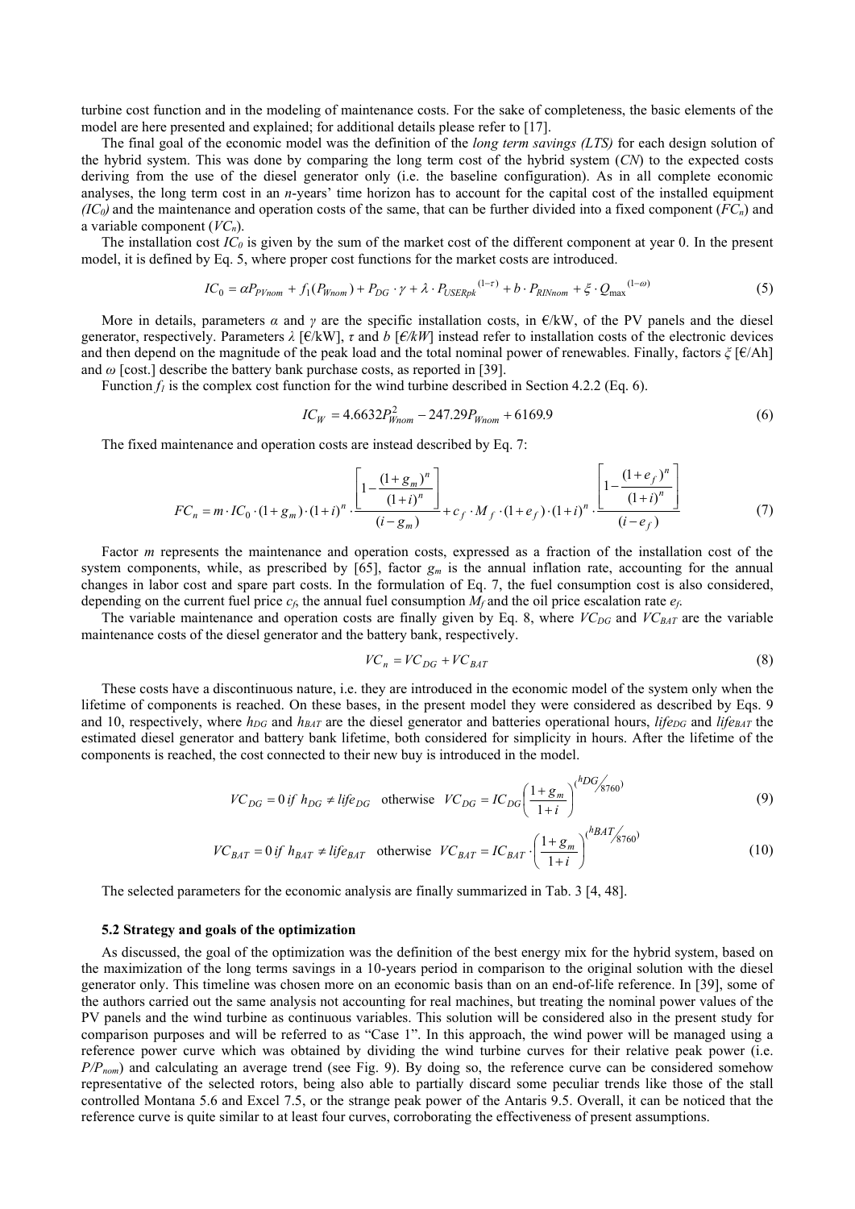turbine cost function and in the modeling of maintenance costs. For the sake of completeness, the basic elements of the model are here presented and explained; for additional details please refer to [17].

The final goal of the economic model was the definition of the *long term savings (LTS)* for each design solution of the hybrid system. This was done by comparing the long term cost of the hybrid system (*CN*) to the expected costs deriving from the use of the diesel generator only (i.e. the baseline configuration). As in all complete economic analyses, the long term cost in an *n*-years' time horizon has to account for the capital cost of the installed equipment *($IC_0$)* and the maintenance and operation costs of the same, that can be further divided into a fixed component ($FC_n$) and a variable component ($VC_n$).

The installation cost $IC_0$ is given by the sum of the market cost of the different component at year 0. In the present model, it is defined by Eq. 5, where proper cost functions for the market costs are introduced.

$$IC_0 = \alpha P_{PVnom} + f_1(P_{Wnom}) + P_{DG} \cdot \gamma + \lambda \cdot P_{USERpk}^{(1-\tau)} + b \cdot P_{RINnom} + \xi \cdot Q_{max}^{(1-\omega)} \tag{5}$$

More in details, parameters $\alpha$ and $\gamma$ are the specific installation costs, in €/kW, of the PV panels and the diesel generator, respectively. Parameters $\lambda$ [€/kW], $\tau$ and $b$ [*€/kW*] instead refer to installation costs of the electronic devices and then depend on the magnitude of the peak load and the total nominal power of renewables. Finally, factors $\xi$ [€/Ah] and $\omega$ [cost.] describe the battery bank purchase costs, as reported in [39].

Function $f_1$ is the complex cost function for the wind turbine described in Section 4.2.2 (Eq. 6).

$$IC_W = 4.6632 P_{Wnom}^2 - 247.29 P_{Wnom} + 6169.9 \tag{6}$$

The fixed maintenance and operation costs are instead described by Eq. 7:

$$FC_n = m \cdot IC_0 \cdot (1+g_m) \cdot (1+i)^n \cdot \frac{\left[1 - \frac{(1+g_m)^n}{(1+i)^n}\right]}{(i-g_m)} + c_f \cdot M_f \cdot (1+e_f) \cdot (1+i)^n \cdot \frac{\left[1 - \frac{(1+e_f)^n}{(1+i)^n}\right]}{(i-e_f)} \tag{7}$$

Factor *m* represents the maintenance and operation costs, expressed as a fraction of the installation cost of the system components, while, as prescribed by [65], factor $g_m$ is the annual inflation rate, accounting for the annual changes in labor cost and spare part costs. In the formulation of Eq. 7, the fuel consumption cost is also considered, depending on the current fuel price $c_f$, the annual fuel consumption $M_f$ and the oil price escalation rate $e_f$.

The variable maintenance and operation costs are finally given by Eq. 8, where $VC_{DG}$ and $VC_{BAT}$ are the variable maintenance costs of the diesel generator and the battery bank, respectively.

$$VC_n = VC_{DG} + VC_{BAT} \tag{8}$$

These costs have a discontinuous nature, i.e. they are introduced in the economic model of the system only when the lifetime of components is reached. On these bases, in the present model they were considered as described by Eqs. 9 and 10, respectively, where $h_{DG}$ and $h_{BAT}$ are the diesel generator and batteries operational hours, $life_{DG}$ and $life_{BAT}$ the estimated diesel generator and battery bank lifetime, both considered for simplicity in hours. After the lifetime of the components is reached, the cost connected to their new buy is introduced in the model.

$$VC_{DG} = 0 \; if \; h_{DG} \neq life_{DG} \quad \text{otherwise} \quad VC_{DG} = IC_{DG}\left(\frac{1+g_m}{1+i}\right)^{(h_{DG}/8760)} \tag{9}$$

$$VC_{BAT} = 0 \; if \; h_{BAT} \neq life_{BAT} \quad \text{otherwise} \quad VC_{BAT} = IC_{BAT} \cdot \left(\frac{1+g_m}{1+i}\right)^{(h_{BAT}/8760)} \tag{10}$$

The selected parameters for the economic analysis are finally summarized in Tab. 3 [4, 48].

### 5.2 Strategy and goals of the optimization

As discussed, the goal of the optimization was the definition of the best energy mix for the hybrid system, based on the maximization of the long terms savings in a 10-years period in comparison to the original solution with the diesel generator only. This timeline was chosen more on an economic basis than on an end-of-life reference. In [39], some of the authors carried out the same analysis not accounting for real machines, but treating the nominal power values of the PV panels and the wind turbine as continuous variables. This solution will be considered also in the present study for comparison purposes and will be referred to as "Case 1". In this approach, the wind power will be managed using a reference power curve which was obtained by dividing the wind turbine curves for their relative peak power (i.e. $P/P_{nom}$) and calculating an average trend (see Fig. 9). By doing so, the reference curve can be considered somehow representative of the selected rotors, being also able to partially discard some peculiar trends like those of the stall controlled Montana 5.6 and Excel 7.5, or the strange peak power of the Antaris 9.5. Overall, it can be noticed that the reference curve is quite similar to at least four curves, corroborating the effectiveness of present assumptions.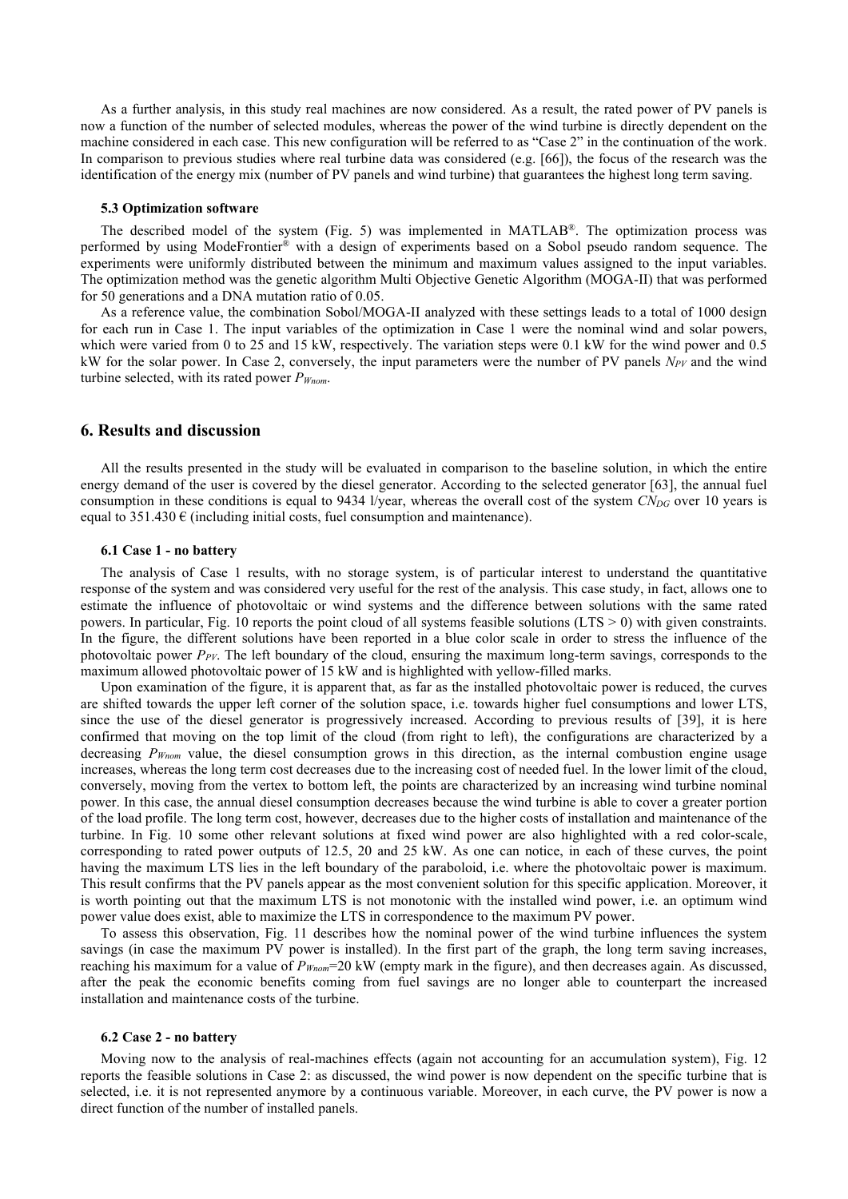As a further analysis, in this study real machines are now considered. As a result, the rated power of PV panels is now a function of the number of selected modules, whereas the power of the wind turbine is directly dependent on the machine considered in each case. This new configuration will be referred to as "Case 2" in the continuation of the work. In comparison to previous studies where real turbine data was considered (e.g. [66]), the focus of the research was the identification of the energy mix (number of PV panels and wind turbine) that guarantees the highest long term saving.

### 5.3 Optimization software

The described model of the system (Fig. 5) was implemented in MATLAB®. The optimization process was performed by using ModeFrontier® with a design of experiments based on a Sobol pseudo random sequence. The experiments were uniformly distributed between the minimum and maximum values assigned to the input variables. The optimization method was the genetic algorithm Multi Objective Genetic Algorithm (MOGA-II) that was performed for 50 generations and a DNA mutation ratio of 0.05.

As a reference value, the combination Sobol/MOGA-II analyzed with these settings leads to a total of 1000 design for each run in Case 1. The input variables of the optimization in Case 1 were the nominal wind and solar powers, which were varied from 0 to 25 and 15 kW, respectively. The variation steps were 0.1 kW for the wind power and 0.5 kW for the solar power. In Case 2, conversely, the input parameters were the number of PV panels $N_{PV}$ and the wind turbine selected, with its rated power $P_{Wnom}$.

## 6. Results and discussion

All the results presented in the study will be evaluated in comparison to the baseline solution, in which the entire energy demand of the user is covered by the diesel generator. According to the selected generator [63], the annual fuel consumption in these conditions is equal to 9434 l/year, whereas the overall cost of the system $CN_{DG}$ over 10 years is equal to 351.430 € (including initial costs, fuel consumption and maintenance).

### 6.1 Case 1 - no battery

The analysis of Case 1 results, with no storage system, is of particular interest to understand the quantitative response of the system and was considered very useful for the rest of the analysis. This case study, in fact, allows one to estimate the influence of photovoltaic or wind systems and the difference between solutions with the same rated powers. In particular, Fig. 10 reports the point cloud of all systems feasible solutions (LTS > 0) with given constraints. In the figure, the different solutions have been reported in a blue color scale in order to stress the influence of the photovoltaic power $P_{PV}$. The left boundary of the cloud, ensuring the maximum long-term savings, corresponds to the maximum allowed photovoltaic power of 15 kW and is highlighted with yellow-filled marks.

Upon examination of the figure, it is apparent that, as far as the installed photovoltaic power is reduced, the curves are shifted towards the upper left corner of the solution space, i.e. towards higher fuel consumptions and lower LTS, since the use of the diesel generator is progressively increased. According to previous results of [39], it is here confirmed that moving on the top limit of the cloud (from right to left), the configurations are characterized by a decreasing $P_{Wnom}$ value, the diesel consumption grows in this direction, as the internal combustion engine usage increases, whereas the long term cost decreases due to the increasing cost of needed fuel. In the lower limit of the cloud, conversely, moving from the vertex to bottom left, the points are characterized by an increasing wind turbine nominal power. In this case, the annual diesel consumption decreases because the wind turbine is able to cover a greater portion of the load profile. The long term cost, however, decreases due to the higher costs of installation and maintenance of the turbine. In Fig. 10 some other relevant solutions at fixed wind power are also highlighted with a red color-scale, corresponding to rated power outputs of 12.5, 20 and 25 kW. As one can notice, in each of these curves, the point having the maximum LTS lies in the left boundary of the paraboloid, i.e. where the photovoltaic power is maximum. This result confirms that the PV panels appear as the most convenient solution for this specific application. Moreover, it is worth pointing out that the maximum LTS is not monotonic with the installed wind power, i.e. an optimum wind power value does exist, able to maximize the LTS in correspondence to the maximum PV power.

To assess this observation, Fig. 11 describes how the nominal power of the wind turbine influences the system savings (in case the maximum PV power is installed). In the first part of the graph, the long term saving increases, reaching his maximum for a value of $P_{Wnom}$=20 kW (empty mark in the figure), and then decreases again. As discussed, after the peak the economic benefits coming from fuel savings are no longer able to counterpart the increased installation and maintenance costs of the turbine.

### 6.2 Case 2 - no battery

Moving now to the analysis of real-machines effects (again not accounting for an accumulation system), Fig. 12 reports the feasible solutions in Case 2: as discussed, the wind power is now dependent on the specific turbine that is selected, i.e. it is not represented anymore by a continuous variable. Moreover, in each curve, the PV power is now a direct function of the number of installed panels.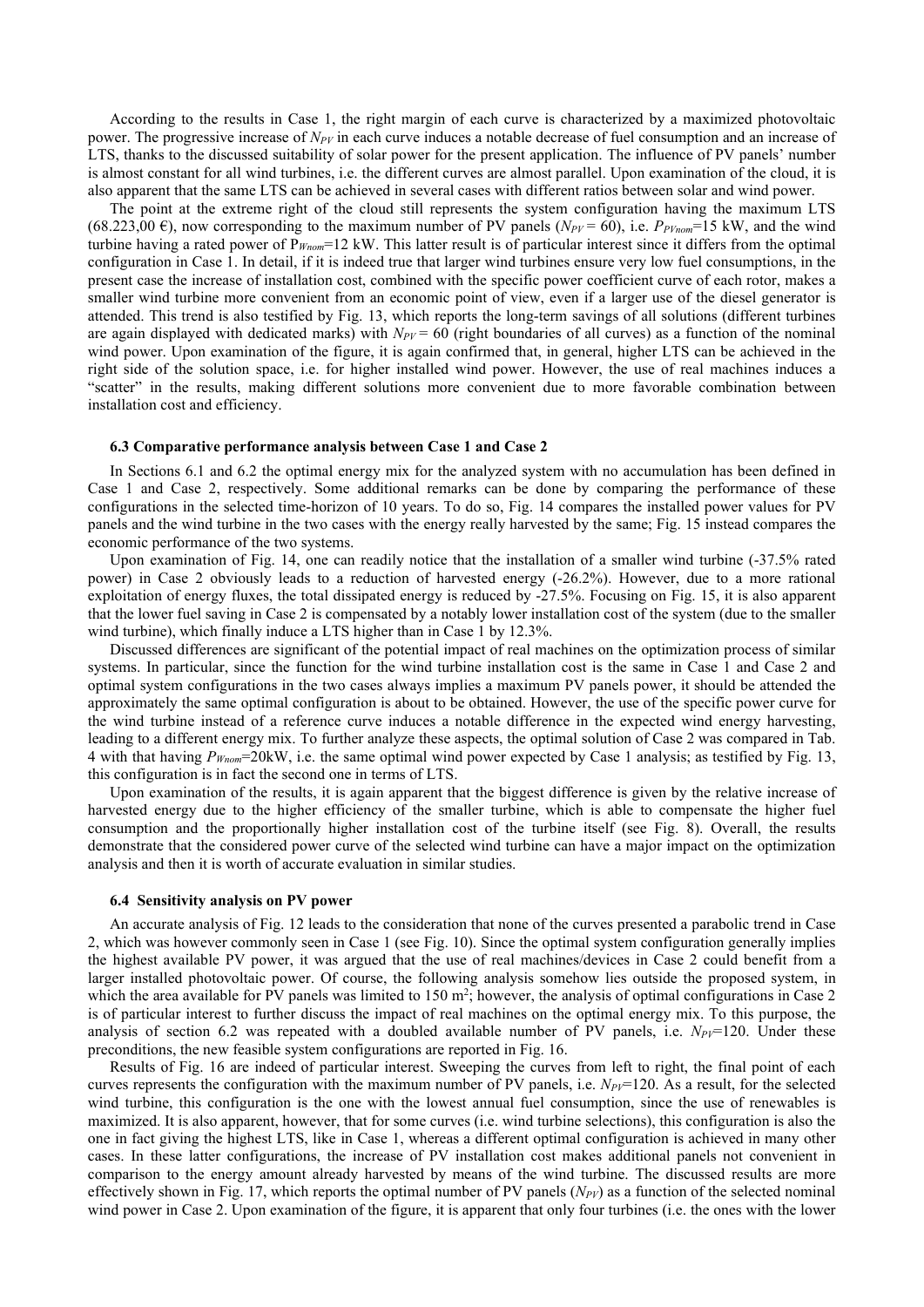According to the results in Case 1, the right margin of each curve is characterized by a maximized photovoltaic power. The progressive increase of $N_{PV}$ in each curve induces a notable decrease of fuel consumption and an increase of LTS, thanks to the discussed suitability of solar power for the present application. The influence of PV panels' number is almost constant for all wind turbines, i.e. the different curves are almost parallel. Upon examination of the cloud, it is also apparent that the same LTS can be achieved in several cases with different ratios between solar and wind power.

The point at the extreme right of the cloud still represents the system configuration having the maximum LTS (68.223,00 €), now corresponding to the maximum number of PV panels ($N_{PV}$ = 60), i.e. $P_{PVnom}$=15 kW, and the wind turbine having a rated power of $P_{Wnom}$=12 kW. This latter result is of particular interest since it differs from the optimal configuration in Case 1. In detail, if it is indeed true that larger wind turbines ensure very low fuel consumptions, in the present case the increase of installation cost, combined with the specific power coefficient curve of each rotor, makes a smaller wind turbine more convenient from an economic point of view, even if a larger use of the diesel generator is attended. This trend is also testified by Fig. 13, which reports the long-term savings of all solutions (different turbines are again displayed with dedicated marks) with $N_{PV}$ = 60 (right boundaries of all curves) as a function of the nominal wind power. Upon examination of the figure, it is again confirmed that, in general, higher LTS can be achieved in the right side of the solution space, i.e. for higher installed wind power. However, the use of real machines induces a "scatter" in the results, making different solutions more convenient due to more favorable combination between installation cost and efficiency.

### 6.3 Comparative performance analysis between Case 1 and Case 2

In Sections 6.1 and 6.2 the optimal energy mix for the analyzed system with no accumulation has been defined in Case 1 and Case 2, respectively. Some additional remarks can be done by comparing the performance of these configurations in the selected time-horizon of 10 years. To do so, Fig. 14 compares the installed power values for PV panels and the wind turbine in the two cases with the energy really harvested by the same; Fig. 15 instead compares the economic performance of the two systems.

Upon examination of Fig. 14, one can readily notice that the installation of a smaller wind turbine (-37.5% rated power) in Case 2 obviously leads to a reduction of harvested energy (-26.2%). However, due to a more rational exploitation of energy fluxes, the total dissipated energy is reduced by -27.5%. Focusing on Fig. 15, it is also apparent that the lower fuel saving in Case 2 is compensated by a notably lower installation cost of the system (due to the smaller wind turbine), which finally induce a LTS higher than in Case 1 by 12.3%.

Discussed differences are significant of the potential impact of real machines on the optimization process of similar systems. In particular, since the function for the wind turbine installation cost is the same in Case 1 and Case 2 and optimal system configurations in the two cases always implies a maximum PV panels power, it should be attended the approximately the same optimal configuration is about to be obtained. However, the use of the specific power curve for the wind turbine instead of a reference curve induces a notable difference in the expected wind energy harvesting, leading to a different energy mix. To further analyze these aspects, the optimal solution of Case 2 was compared in Tab. 4 with that having $P_{Wnom}$=20kW, i.e. the same optimal wind power expected by Case 1 analysis; as testified by Fig. 13, this configuration is in fact the second one in terms of LTS.

Upon examination of the results, it is again apparent that the biggest difference is given by the relative increase of harvested energy due to the higher efficiency of the smaller turbine, which is able to compensate the higher fuel consumption and the proportionally higher installation cost of the turbine itself (see Fig. 8). Overall, the results demonstrate that the considered power curve of the selected wind turbine can have a major impact on the optimization analysis and then it is worth of accurate evaluation in similar studies.

### 6.4 Sensitivity analysis on PV power

An accurate analysis of Fig. 12 leads to the consideration that none of the curves presented a parabolic trend in Case 2, which was however commonly seen in Case 1 (see Fig. 10). Since the optimal system configuration generally implies the highest available PV power, it was argued that the use of real machines/devices in Case 2 could benefit from a larger installed photovoltaic power. Of course, the following analysis somehow lies outside the proposed system, in which the area available for PV panels was limited to 150 m$^2$; however, the analysis of optimal configurations in Case 2 is of particular interest to further discuss the impact of real machines on the optimal energy mix. To this purpose, the analysis of section 6.2 was repeated with a doubled available number of PV panels, i.e. $N_{PV}$=120. Under these preconditions, the new feasible system configurations are reported in Fig. 16.

Results of Fig. 16 are indeed of particular interest. Sweeping the curves from left to right, the final point of each curves represents the configuration with the maximum number of PV panels, i.e. $N_{PV}$=120. As a result, for the selected wind turbine, this configuration is the one with the lowest annual fuel consumption, since the use of renewables is maximized. It is also apparent, however, that for some curves (i.e. wind turbine selections), this configuration is also the one in fact giving the highest LTS, like in Case 1, whereas a different optimal configuration is achieved in many other cases. In these latter configurations, the increase of PV installation cost makes additional panels not convenient in comparison to the energy amount already harvested by means of the wind turbine. The discussed results are more effectively shown in Fig. 17, which reports the optimal number of PV panels ($N_{PV}$) as a function of the selected nominal wind power in Case 2. Upon examination of the figure, it is apparent that only four turbines (i.e. the ones with the lower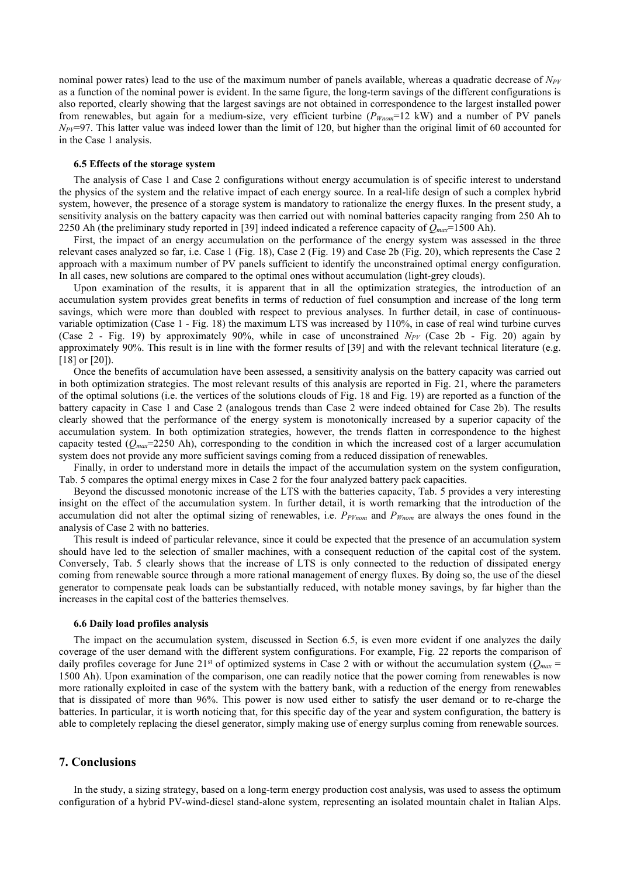nominal power rates) lead to the use of the maximum number of panels available, whereas a quadratic decrease of $N_{PV}$ as a function of the nominal power is evident. In the same figure, the long-term savings of the different configurations is also reported, clearly showing that the largest savings are not obtained in correspondence to the largest installed power from renewables, but again for a medium-size, very efficient turbine ($P_{Wnom}$=12 kW) and a number of PV panels $N_{PV}$=97. This latter value was indeed lower than the limit of 120, but higher than the original limit of 60 accounted for in the Case 1 analysis.

### 6.5 Effects of the storage system

The analysis of Case 1 and Case 2 configurations without energy accumulation is of specific interest to understand the physics of the system and the relative impact of each energy source. In a real-life design of such a complex hybrid system, however, the presence of a storage system is mandatory to rationalize the energy fluxes. In the present study, a sensitivity analysis on the battery capacity was then carried out with nominal batteries capacity ranging from 250 Ah to 2250 Ah (the preliminary study reported in [39] indeed indicated a reference capacity of $Q_{max}$=1500 Ah).

First, the impact of an energy accumulation on the performance of the energy system was assessed in the three relevant cases analyzed so far, i.e. Case 1 (Fig. 18), Case 2 (Fig. 19) and Case 2b (Fig. 20), which represents the Case 2 approach with a maximum number of PV panels sufficient to identify the unconstrained optimal energy configuration. In all cases, new solutions are compared to the optimal ones without accumulation (light-grey clouds).

Upon examination of the results, it is apparent that in all the optimization strategies, the introduction of an accumulation system provides great benefits in terms of reduction of fuel consumption and increase of the long term savings, which were more than doubled with respect to previous analyses. In further detail, in case of continuous-variable optimization (Case 1 - Fig. 18) the maximum LTS was increased by 110%, in case of real wind turbine curves (Case 2 - Fig. 19) by approximately 90%, while in case of unconstrained $N_{PV}$ (Case 2b - Fig. 20) again by approximately 90%. This result is in line with the former results of [39] and with the relevant technical literature (e.g. [18] or [20]).

Once the benefits of accumulation have been assessed, a sensitivity analysis on the battery capacity was carried out in both optimization strategies. The most relevant results of this analysis are reported in Fig. 21, where the parameters of the optimal solutions (i.e. the vertices of the solutions clouds of Fig. 18 and Fig. 19) are reported as a function of the battery capacity in Case 1 and Case 2 (analogous trends than Case 2 were indeed obtained for Case 2b). The results clearly showed that the performance of the energy system is monotonically increased by a superior capacity of the accumulation system. In both optimization strategies, however, the trends flatten in correspondence to the highest capacity tested ($Q_{max}$=2250 Ah), corresponding to the condition in which the increased cost of a larger accumulation system does not provide any more sufficient savings coming from a reduced dissipation of renewables.

Finally, in order to understand more in details the impact of the accumulation system on the system configuration, Tab. 5 compares the optimal energy mixes in Case 2 for the four analyzed battery pack capacities.

Beyond the discussed monotonic increase of the LTS with the batteries capacity, Tab. 5 provides a very interesting insight on the effect of the accumulation system. In further detail, it is worth remarking that the introduction of the accumulation did not alter the optimal sizing of renewables, i.e. $P_{PVnom}$ and $P_{Wnom}$ are always the ones found in the analysis of Case 2 with no batteries.

This result is indeed of particular relevance, since it could be expected that the presence of an accumulation system should have led to the selection of smaller machines, with a consequent reduction of the capital cost of the system. Conversely, Tab. 5 clearly shows that the increase of LTS is only connected to the reduction of dissipated energy coming from renewable source through a more rational management of energy fluxes. By doing so, the use of the diesel generator to compensate peak loads can be substantially reduced, with notable money savings, by far higher than the increases in the capital cost of the batteries themselves.

### 6.6 Daily load profiles analysis

The impact on the accumulation system, discussed in Section 6.5, is even more evident if one analyzes the daily coverage of the user demand with the different system configurations. For example, Fig. 22 reports the comparison of daily profiles coverage for June 21st of optimized systems in Case 2 with or without the accumulation system ($Q_{max}$ = 1500 Ah). Upon examination of the comparison, one can readily notice that the power coming from renewables is now more rationally exploited in case of the system with the battery bank, with a reduction of the energy from renewables that is dissipated of more than 96%. This power is now used either to satisfy the user demand or to re-charge the batteries. In particular, it is worth noticing that, for this specific day of the year and system configuration, the battery is able to completely replacing the diesel generator, simply making use of energy surplus coming from renewable sources.

## 7. Conclusions

In the study, a sizing strategy, based on a long-term energy production cost analysis, was used to assess the optimum configuration of a hybrid PV-wind-diesel stand-alone system, representing an isolated mountain chalet in Italian Alps.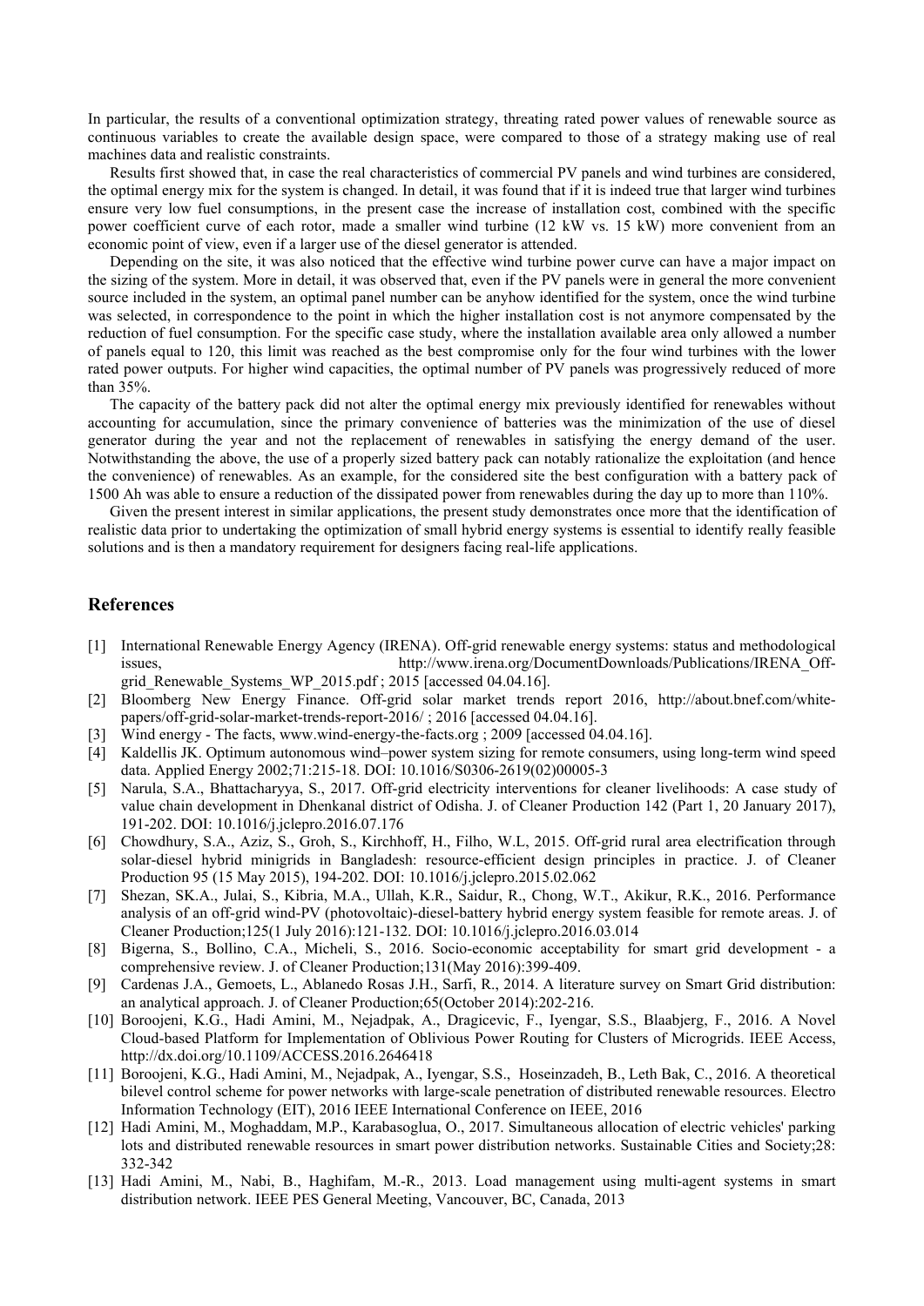In particular, the results of a conventional optimization strategy, threating rated power values of renewable source as continuous variables to create the available design space, were compared to those of a strategy making use of real machines data and realistic constraints.

Results first showed that, in case the real characteristics of commercial PV panels and wind turbines are considered, the optimal energy mix for the system is changed. In detail, it was found that if it is indeed true that larger wind turbines ensure very low fuel consumptions, in the present case the increase of installation cost, combined with the specific power coefficient curve of each rotor, made a smaller wind turbine (12 kW vs. 15 kW) more convenient from an economic point of view, even if a larger use of the diesel generator is attended.

Depending on the site, it was also noticed that the effective wind turbine power curve can have a major impact on the sizing of the system. More in detail, it was observed that, even if the PV panels were in general the more convenient source included in the system, an optimal panel number can be anyhow identified for the system, once the wind turbine was selected, in correspondence to the point in which the higher installation cost is not anymore compensated by the reduction of fuel consumption. For the specific case study, where the installation available area only allowed a number of panels equal to 120, this limit was reached as the best compromise only for the four wind turbines with the lower rated power outputs. For higher wind capacities, the optimal number of PV panels was progressively reduced of more than 35%.

The capacity of the battery pack did not alter the optimal energy mix previously identified for renewables without accounting for accumulation, since the primary convenience of batteries was the minimization of the use of diesel generator during the year and not the replacement of renewables in satisfying the energy demand of the user. Notwithstanding the above, the use of a properly sized battery pack can notably rationalize the exploitation (and hence the convenience) of renewables. As an example, for the considered site the best configuration with a battery pack of 1500 Ah was able to ensure a reduction of the dissipated power from renewables during the day up to more than 110%.

Given the present interest in similar applications, the present study demonstrates once more that the identification of realistic data prior to undertaking the optimization of small hybrid energy systems is essential to identify really feasible solutions and is then a mandatory requirement for designers facing real-life applications.

## References

[1] International Renewable Energy Agency (IRENA). Off-grid renewable energy systems: status and methodological issues, http://www.irena.org/DocumentDownloads/Publications/IRENA_Off-grid_Renewable_Systems_WP_2015.pdf ; 2015 [accessed 04.04.16].

[2] Bloomberg New Energy Finance. Off-grid solar market trends report 2016, http://about.bnef.com/white-papers/off-grid-solar-market-trends-report-2016/ ; 2016 [accessed 04.04.16].

[3] Wind energy - The facts, www.wind-energy-the-facts.org ; 2009 [accessed 04.04.16].

[4] Kaldellis JK. Optimum autonomous wind–power system sizing for remote consumers, using long-term wind speed data. Applied Energy 2002;71:215-18. DOI: 10.1016/S0306-2619(02)00005-3

[5] Narula, S.A., Bhattacharyya, S., 2017. Off-grid electricity interventions for cleaner livelihoods: A case study of value chain development in Dhenkanal district of Odisha. J. of Cleaner Production 142 (Part 1, 20 January 2017), 191-202. DOI: 10.1016/j.jclepro.2016.07.176

[6] Chowdhury, S.A., Aziz, S., Groh, S., Kirchhoff, H., Filho, W.L, 2015. Off-grid rural area electrification through solar-diesel hybrid minigrids in Bangladesh: resource-efficient design principles in practice. J. of Cleaner Production 95 (15 May 2015), 194-202. DOI: 10.1016/j.jclepro.2015.02.062

[7] Shezan, SK.A., Julai, S., Kibria, M.A., Ullah, K.R., Saidur, R., Chong, W.T., Akikur, R.K., 2016. Performance analysis of an off-grid wind-PV (photovoltaic)-diesel-battery hybrid energy system feasible for remote areas. J. of Cleaner Production;125(1 July 2016):121-132. DOI: 10.1016/j.jclepro.2016.03.014

[8] Bigerna, S., Bollino, C.A., Micheli, S., 2016. Socio-economic acceptability for smart grid development - a comprehensive review. J. of Cleaner Production;131(May 2016):399-409.

[9] Cardenas J.A., Gemoets, L., Ablanedo Rosas J.H., Sarfi, R., 2014. A literature survey on Smart Grid distribution: an analytical approach. J. of Cleaner Production;65(October 2014):202-216.

[10] Boroojeni, K.G., Hadi Amini, M., Nejadpak, A., Dragicevic, F., Iyengar, S.S., Blaabjerg, F., 2016. A Novel Cloud-based Platform for Implementation of Oblivious Power Routing for Clusters of Microgrids. IEEE Access, http://dx.doi.org/10.1109/ACCESS.2016.2646418

[11] Boroojeni, K.G., Hadi Amini, M., Nejadpak, A., Iyengar, S.S., Hoseinzadeh, B., Leth Bak, C., 2016. A theoretical bilevel control scheme for power networks with large-scale penetration of distributed renewable resources. Electro Information Technology (EIT), 2016 IEEE International Conference on IEEE, 2016

[12] Hadi Amini, M., Moghaddam, M.P., Karabasoglua, O., 2017. Simultaneous allocation of electric vehicles' parking lots and distributed renewable resources in smart power distribution networks. Sustainable Cities and Society;28: 332-342

[13] Hadi Amini, M., Nabi, B., Haghifam, M.-R., 2013. Load management using multi-agent systems in smart distribution network. IEEE PES General Meeting, Vancouver, BC, Canada, 2013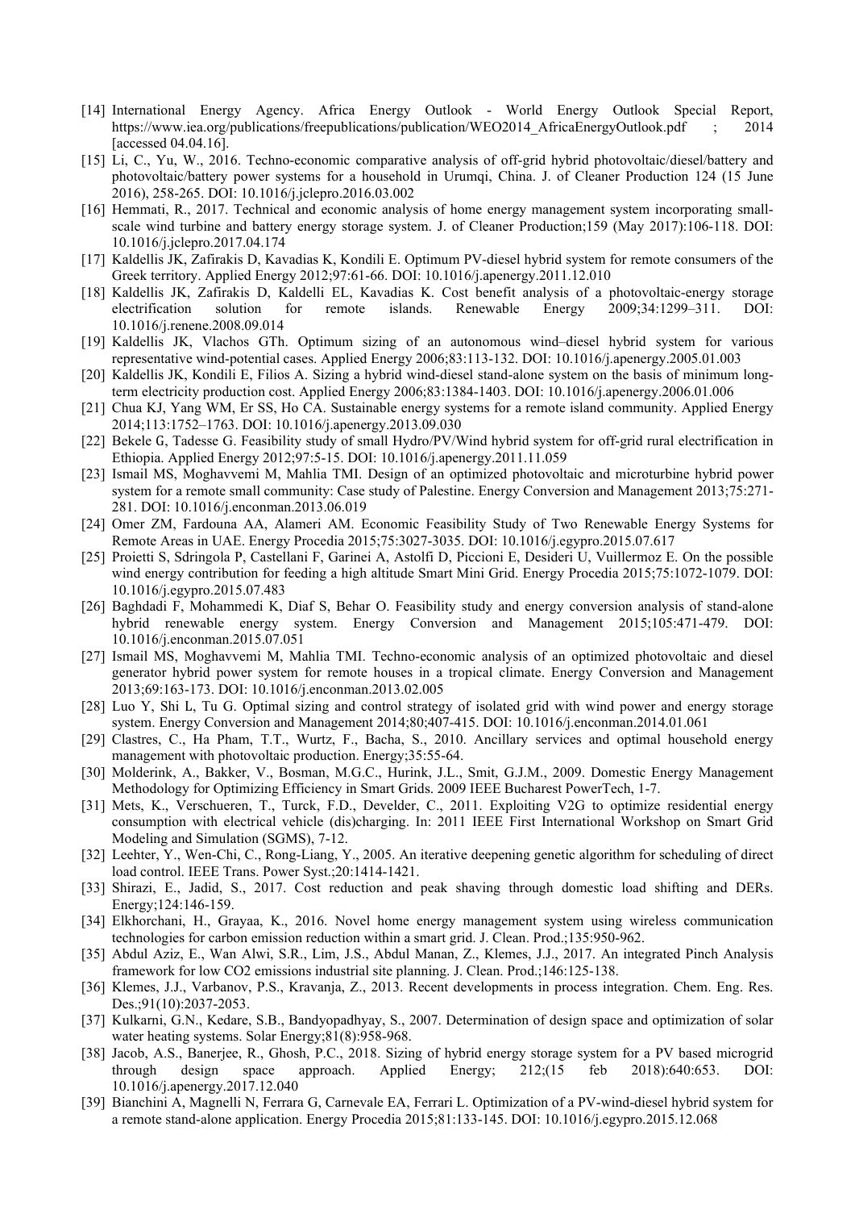[14] International Energy Agency. Africa Energy Outlook - World Energy Outlook Special Report, https://www.iea.org/publications/freepublications/publication/WEO2014_AfricaEnergyOutlook.pdf ; 2014 [accessed 04.04.16].

[15] Li, C., Yu, W., 2016. Techno-economic comparative analysis of off-grid hybrid photovoltaic/diesel/battery and photovoltaic/battery power systems for a household in Urumqi, China. J. of Cleaner Production 124 (15 June 2016), 258-265. DOI: 10.1016/j.jclepro.2016.03.002

[16] Hemmati, R., 2017. Technical and economic analysis of home energy management system incorporating small-scale wind turbine and battery energy storage system. J. of Cleaner Production;159 (May 2017):106-118. DOI: 10.1016/j.jclepro.2017.04.174

[17] Kaldellis JK, Zafirakis D, Kavadias K, Kondili E. Optimum PV-diesel hybrid system for remote consumers of the Greek territory. Applied Energy 2012;97:61-66. DOI: 10.1016/j.apenergy.2011.12.010

[18] Kaldellis JK, Zafirakis D, Kaldelli EL, Kavadias K. Cost benefit analysis of a photovoltaic-energy storage electrification solution for remote islands. Renewable Energy 2009;34:1299–311. DOI: 10.1016/j.renene.2008.09.014

[19] Kaldellis JK, Vlachos GTh. Optimum sizing of an autonomous wind–diesel hybrid system for various representative wind-potential cases. Applied Energy 2006;83:113-132. DOI: 10.1016/j.apenergy.2005.01.003

[20] Kaldellis JK, Kondili E, Filios A. Sizing a hybrid wind-diesel stand-alone system on the basis of minimum long-term electricity production cost. Applied Energy 2006;83:1384-1403. DOI: 10.1016/j.apenergy.2006.01.006

[21] Chua KJ, Yang WM, Er SS, Ho CA. Sustainable energy systems for a remote island community. Applied Energy 2014;113:1752–1763. DOI: 10.1016/j.apenergy.2013.09.030

[22] Bekele G, Tadesse G. Feasibility study of small Hydro/PV/Wind hybrid system for off-grid rural electrification in Ethiopia. Applied Energy 2012;97:5-15. DOI: 10.1016/j.apenergy.2011.11.059

[23] Ismail MS, Moghavvemi M, Mahlia TMI. Design of an optimized photovoltaic and microturbine hybrid power system for a remote small community: Case study of Palestine. Energy Conversion and Management 2013;75:271-281. DOI: 10.1016/j.enconman.2013.06.019

[24] Omer ZM, Fardouna AA, Alameri AM. Economic Feasibility Study of Two Renewable Energy Systems for Remote Areas in UAE. Energy Procedia 2015;75:3027-3035. DOI: 10.1016/j.egypro.2015.07.617

[25] Proietti S, Sdringola P, Castellani F, Garinei A, Astolfi D, Piccioni E, Desideri U, Vuillermoz E. On the possible wind energy contribution for feeding a high altitude Smart Mini Grid. Energy Procedia 2015;75:1072-1079. DOI: 10.1016/j.egypro.2015.07.483

[26] Baghdadi F, Mohammedi K, Diaf S, Behar O. Feasibility study and energy conversion analysis of stand-alone hybrid renewable energy system. Energy Conversion and Management 2015;105:471-479. DOI: 10.1016/j.enconman.2015.07.051

[27] Ismail MS, Moghavvemi M, Mahlia TMI. Techno-economic analysis of an optimized photovoltaic and diesel generator hybrid power system for remote houses in a tropical climate. Energy Conversion and Management 2013;69:163-173. DOI: 10.1016/j.enconman.2013.02.005

[28] Luo Y, Shi L, Tu G. Optimal sizing and control strategy of isolated grid with wind power and energy storage system. Energy Conversion and Management 2014;80;407-415. DOI: 10.1016/j.enconman.2014.01.061

[29] Clastres, C., Ha Pham, T.T., Wurtz, F., Bacha, S., 2010. Ancillary services and optimal household energy management with photovoltaic production. Energy;35:55-64.

[30] Molderink, A., Bakker, V., Bosman, M.G.C., Hurink, J.L., Smit, G.J.M., 2009. Domestic Energy Management Methodology for Optimizing Efficiency in Smart Grids. 2009 IEEE Bucharest PowerTech, 1-7.

[31] Mets, K., Verschueren, T., Turck, F.D., Develder, C., 2011. Exploiting V2G to optimize residential energy consumption with electrical vehicle (dis)charging. In: 2011 IEEE First International Workshop on Smart Grid Modeling and Simulation (SGMS), 7-12.

[32] Leehter, Y., Wen-Chi, C., Rong-Liang, Y., 2005. An iterative deepening genetic algorithm for scheduling of direct load control. IEEE Trans. Power Syst.;20:1414-1421.

[33] Shirazi, E., Jadid, S., 2017. Cost reduction and peak shaving through domestic load shifting and DERs. Energy;124:146-159.

[34] Elkhorchani, H., Grayaa, K., 2016. Novel home energy management system using wireless communication technologies for carbon emission reduction within a smart grid. J. Clean. Prod.;135:950-962.

[35] Abdul Aziz, E., Wan Alwi, S.R., Lim, J.S., Abdul Manan, Z., Klemes, J.J., 2017. An integrated Pinch Analysis framework for low CO2 emissions industrial site planning. J. Clean. Prod.;146:125-138.

[36] Klemes, J.J., Varbanov, P.S., Kravanja, Z., 2013. Recent developments in process integration. Chem. Eng. Res. Des.;91(10):2037-2053.

[37] Kulkarni, G.N., Kedare, S.B., Bandyopadhyay, S., 2007. Determination of design space and optimization of solar water heating systems. Solar Energy;81(8):958-968.

[38] Jacob, A.S., Banerjee, R., Ghosh, P.C., 2018. Sizing of hybrid energy storage system for a PV based microgrid through design space approach. Applied Energy; 212;(15 feb 2018):640:653. DOI: 10.1016/j.apenergy.2017.12.040

[39] Bianchini A, Magnelli N, Ferrara G, Carnevale EA, Ferrari L. Optimization of a PV-wind-diesel hybrid system for a remote stand-alone application. Energy Procedia 2015;81:133-145. DOI: 10.1016/j.egypro.2015.12.068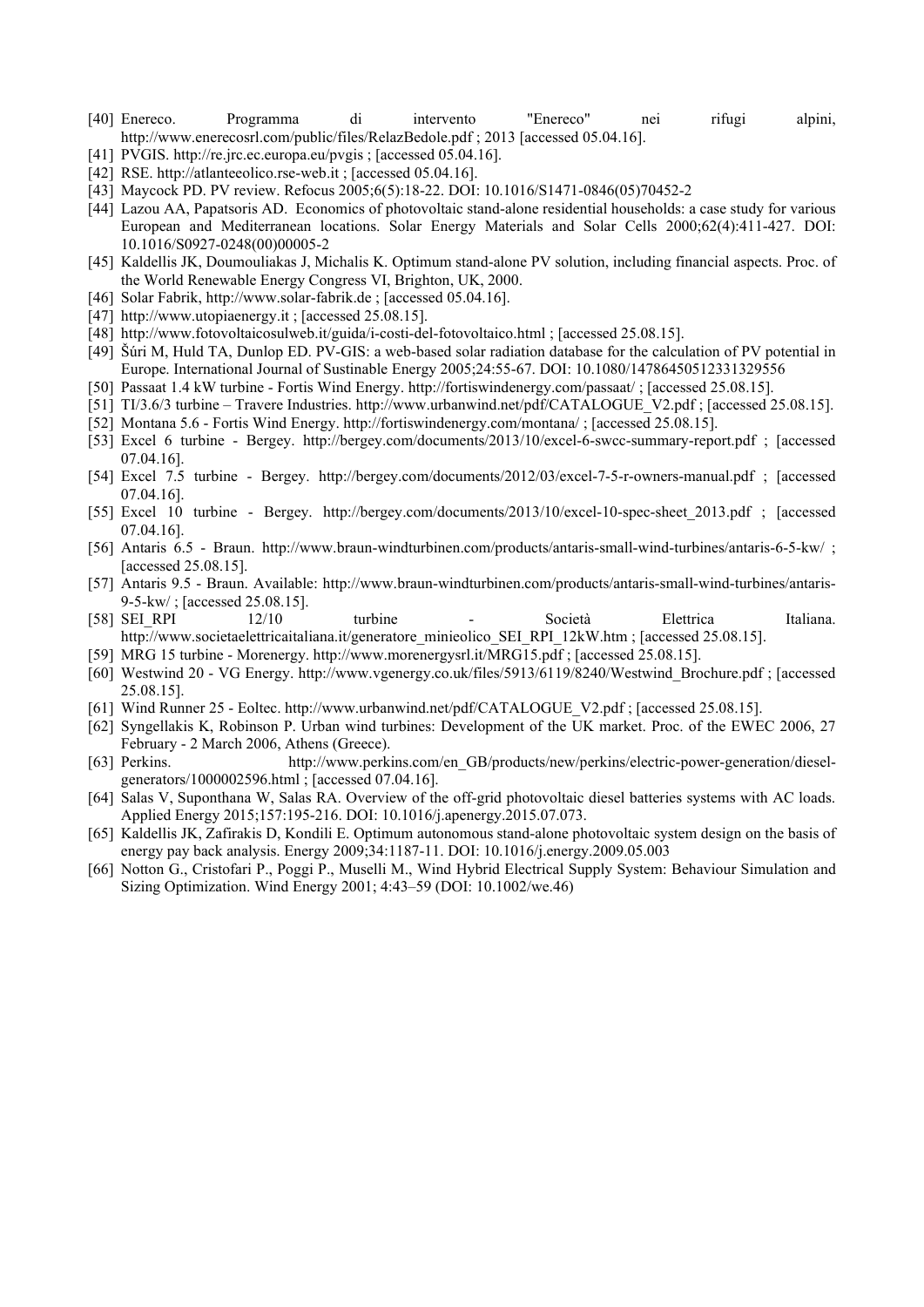[40] Enereco. Programma di intervento "Enereco" nei rifugi alpini, http://www.enerecosrl.com/public/files/RelazBedole.pdf ; 2013 [accessed 05.04.16].

[41] PVGIS. http://re.jrc.ec.europa.eu/pvgis ; [accessed 05.04.16].

[42] RSE. http://atlanteeolico.rse-web.it ; [accessed 05.04.16].

[43] Maycock PD. PV review. Refocus 2005;6(5):18-22. DOI: 10.1016/S1471-0846(05)70452-2

[44] Lazou AA, Papatsoris AD. Economics of photovoltaic stand-alone residential households: a case study for various European and Mediterranean locations. Solar Energy Materials and Solar Cells 2000;62(4):411-427. DOI: 10.1016/S0927-0248(00)00005-2

[45] Kaldellis JK, Doumouliakas J, Michalis K. Optimum stand-alone PV solution, including financial aspects. Proc. of the World Renewable Energy Congress VI, Brighton, UK, 2000.

[46] Solar Fabrik, http://www.solar-fabrik.de ; [accessed 05.04.16].

[47] http://www.utopiaenergy.it ; [accessed 25.08.15].

[48] http://www.fotovoltaicosulweb.it/guida/i-costi-del-fotovoltaico.html ; [accessed 25.08.15].

[49] Šúri M, Huld TA, Dunlop ED. PV-GIS: a web-based solar radiation database for the calculation of PV potential in Europe. International Journal of Sustinable Energy 2005;24:55-67. DOI: 10.1080/14786450512331329556

[50] Passaat 1.4 kW turbine - Fortis Wind Energy. http://fortiswindenergy.com/passaat/ ; [accessed 25.08.15].

[51] TI/3.6/3 turbine – Travere Industries. http://www.urbanwind.net/pdf/CATALOGUE_V2.pdf ; [accessed 25.08.15].

[52] Montana 5.6 - Fortis Wind Energy. http://fortiswindenergy.com/montana/ ; [accessed 25.08.15].

[53] Excel 6 turbine - Bergey. http://bergey.com/documents/2013/10/excel-6-swcc-summary-report.pdf ; [accessed 07.04.16].

[54] Excel 7.5 turbine - Bergey. http://bergey.com/documents/2012/03/excel-7-5-r-owners-manual.pdf ; [accessed 07.04.16].

[55] Excel 10 turbine - Bergey. http://bergey.com/documents/2013/10/excel-10-spec-sheet_2013.pdf ; [accessed 07.04.16].

[56] Antaris 6.5 - Braun. http://www.braun-windturbinen.com/products/antaris-small-wind-turbines/antaris-6-5-kw/ ; [accessed 25.08.15].

[57] Antaris 9.5 - Braun. Available: http://www.braun-windturbinen.com/products/antaris-small-wind-turbines/antaris-9-5-kw/ ; [accessed 25.08.15].

[58] SEI_RPI 12/10 turbine - Società Elettrica Italiana. http://www.societaelettricaitaliana.it/generatore_minieolico_SEI_RPI_12kW.htm ; [accessed 25.08.15].

[59] MRG 15 turbine - Morenergy. http://www.morenergysrl.it/MRG15.pdf ; [accessed 25.08.15].

[60] Westwind 20 - VG Energy. http://www.vgenergy.co.uk/files/5913/6119/8240/Westwind_Brochure.pdf ; [accessed 25.08.15].

[61] Wind Runner 25 - Eoltec. http://www.urbanwind.net/pdf/CATALOGUE_V2.pdf ; [accessed 25.08.15].

[62] Syngellakis K, Robinson P. Urban wind turbines: Development of the UK market. Proc. of the EWEC 2006, 27 February - 2 March 2006, Athens (Greece).

[63] Perkins. http://www.perkins.com/en_GB/products/new/perkins/electric-power-generation/diesel-generators/1000002596.html ; [accessed 07.04.16].

[64] Salas V, Suponthana W, Salas RA. Overview of the off-grid photovoltaic diesel batteries systems with AC loads. Applied Energy 2015;157:195-216. DOI: 10.1016/j.apenergy.2015.07.073.

[65] Kaldellis JK, Zafirakis D, Kondili E. Optimum autonomous stand-alone photovoltaic system design on the basis of energy pay back analysis. Energy 2009;34:1187-11. DOI: 10.1016/j.energy.2009.05.003

[66] Notton G., Cristofari P., Poggi P., Muselli M., Wind Hybrid Electrical Supply System: Behaviour Simulation and Sizing Optimization. Wind Energy 2001; 4:43–59 (DOI: 10.1002/we.46)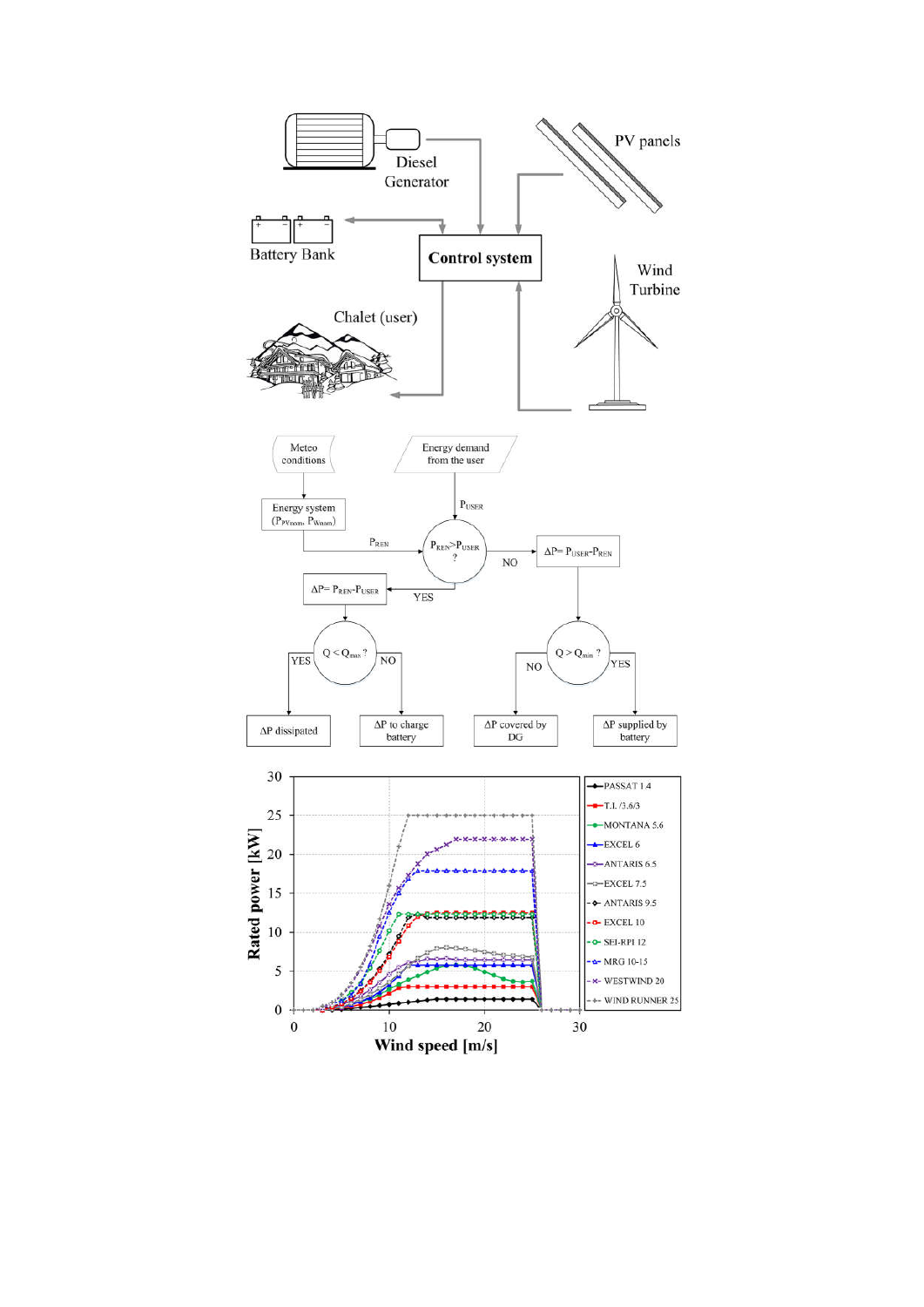Diesel Generator

PV panels

Battery Bank

Control system

Wind Turbine

Chalet (user)

Meteo conditions

Energy demand from the user

Energy system ($P_{PVnom}$, $P_{Wnom}$)

$P_{USER}$

$P_{REN}$

$P_{REN}>P_{USER}$ ?

NO

$\Delta P= P_{USER}-P_{REN}$

YES

$\Delta P= P_{REN}-P_{USER}$

$Q < Q_{max}$ ?

YES

NO

$Q > Q_{min}$ ?

NO

YES

$\Delta P$ dissipated

$\Delta P$ to charge battery

$\Delta P$ covered by DG

$\Delta P$ supplied by battery

Rated power [kW]

Wind speed [m/s]

- PASSAT 1.4
- T.I. /3.6/3
- MONTANA 5.6
- EXCEL 6
- ANTARIS 6.5
- EXCEL 7.5
- ANTARIS 9.5
- EXCEL 10
- SEI-RPI 12
- MRG 10-15
- WESTWIND 20
- WIND RUNNER 25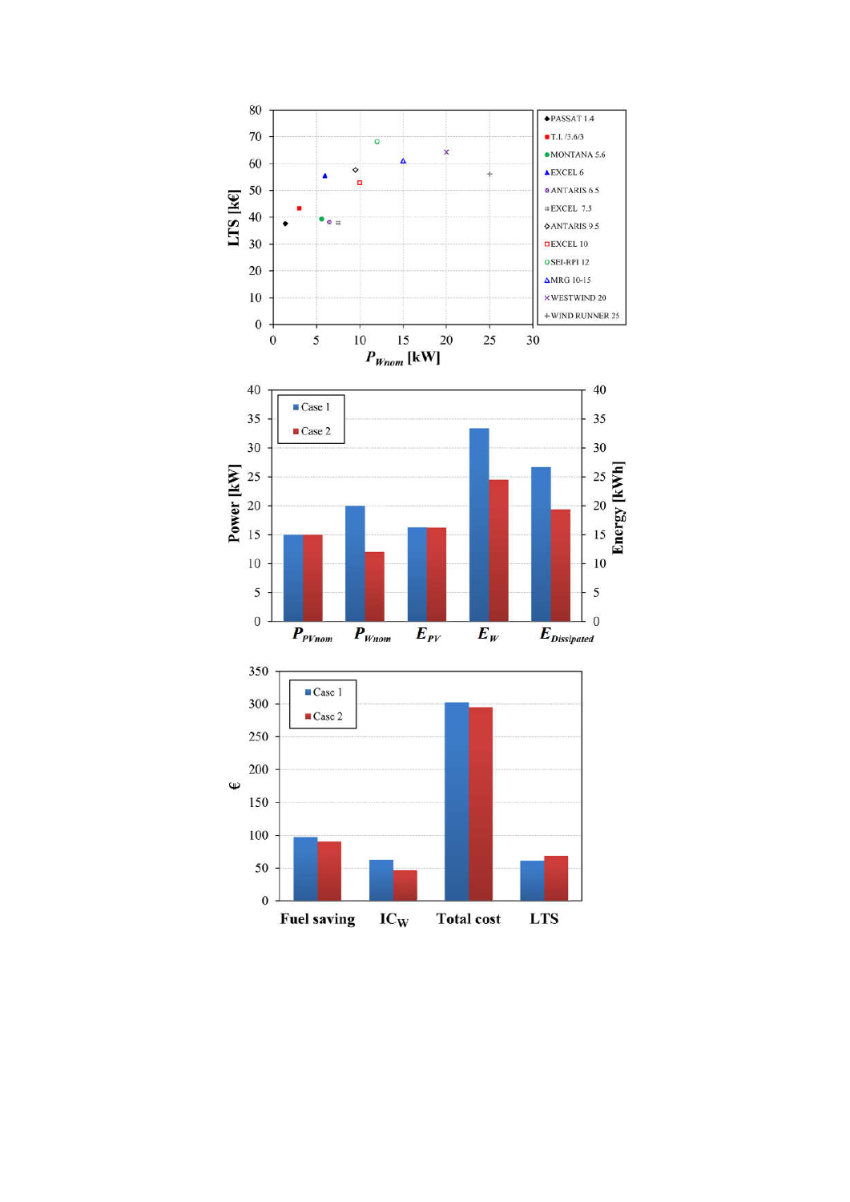LTS [k€]

$P_{Wnom}$ [kW]

- PASSAT 1.4
- T.L /3.6/3
- MONTANA 5.6
- EXCEL 6
- ANTARIS 6.5
- EXCEL 7.5
- ANTARIS 9.5
- EXCEL 10
- SEI-RPI 12
- MRG 10-15
- WESTWIND 20
- WIND RUNNER 25

Power [kW] | Energy [kWh]

Case 1 | Case 2

$P_{PVnom}$ | $P_{Wnom}$ | $E_{PV}$ | $E_W$ | $E_{Dissipated}$

€

Case 1 | Case 2

Fuel saving | $IC_W$ | Total cost | LTS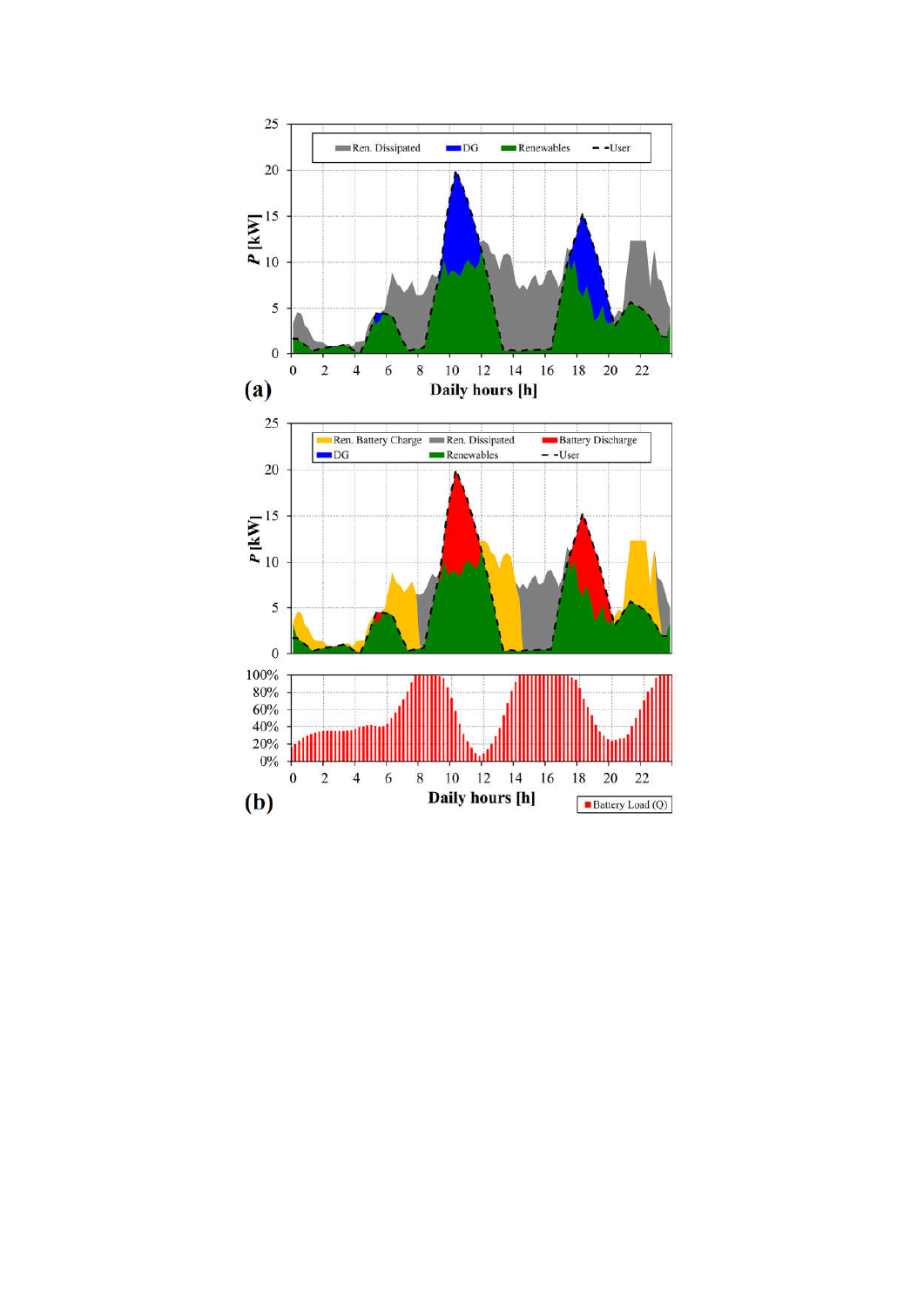25
20
15
10
5
0

P [kW]

Ren. Dissipated
DG
Renewables
User

0 2 4 6 8 10 12 14 16 18 20 22

Daily hours [h]

(a)

25
20
15
10
5
0

P [kW]

Ren. Battery Charge
Ren. Dissipated
Battery Discharge
DG
Renewables
User

100%
80%
60%
40%
20%
0%

0 2 4 6 8 10 12 14 16 18 20 22

Daily hours [h]

(b)

Battery Load (Q)